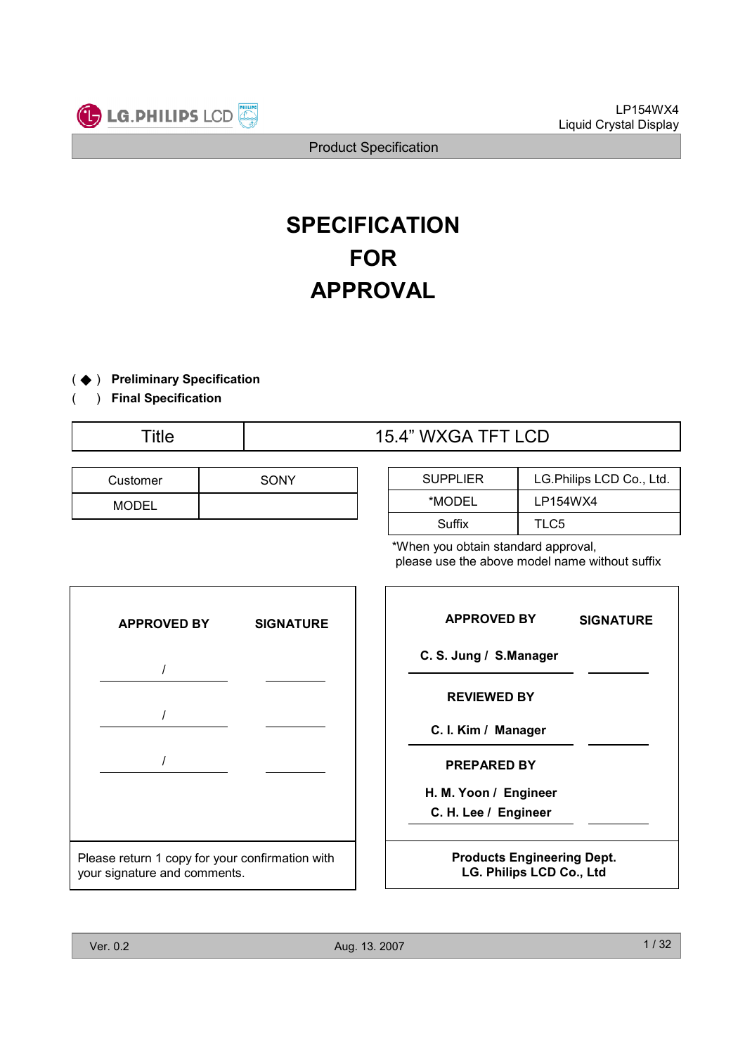# SPECIFICATION
# FOR
# APPROVAL

( ◆ ) **Preliminary Specification**
(   ) **Final Specification**

| Title | 15.4” WXGA TFT LCD |
|---|---|

| Customer | SONY |
|---|---|
| MODEL | |

| SUPPLIER | LG.Philips LCD Co., Ltd. |
|---|---|
| *MODEL | LP154WX4 |
| Suffix | TLC5 |

*When you obtain standard approval,
please use the above model name without suffix

| APPROVED BY | SIGNATURE |
|---|---|
| / | |
| / | |
| / | |

Please return 1 copy for your confirmation with your signature and comments.

| APPROVED BY | SIGNATURE |
|---|---|
| C. S. Jung / S.Manager | |
| **REVIEWED BY** | |
| C. I. Kim / Manager | |
| **PREPARED BY** | |
| H. M. Yoon / Engineer<br>C. H. Lee / Engineer | |

**Products Engineering Dept.**
**LG. Philips LCD Co., Ltd**

Ver. 0.2 Aug. 13. 2007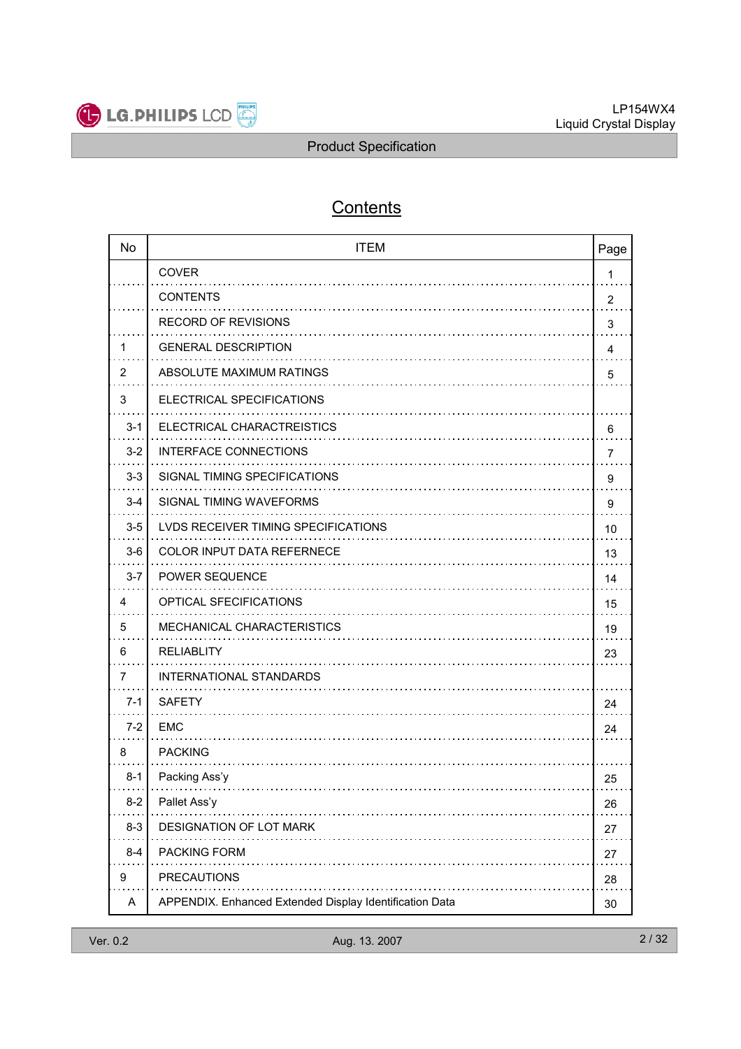# Contents

| No | ITEM | Page |
|---|---|---|
| | COVER | 1 |
| | CONTENTS | 2 |
| | RECORD OF REVISIONS | 3 |
| 1 | GENERAL DESCRIPTION | 4 |
| 2 | ABSOLUTE MAXIMUM RATINGS | 5 |
| 3 | ELECTRICAL SPECIFICATIONS | |
| 3-1 | ELECTRICAL CHARACTREISTICS | 6 |
| 3-2 | INTERFACE CONNECTIONS | 7 |
| 3-3 | SIGNAL TIMING SPECIFICATIONS | 9 |
| 3-4 | SIGNAL TIMING WAVEFORMS | 9 |
| 3-5 | LVDS RECEIVER TIMING SPECIFICATIONS | 10 |
| 3-6 | COLOR INPUT DATA REFERNECE | 13 |
| 3-7 | POWER SEQUENCE | 14 |
| 4 | OPTICAL SFECIFICATIONS | 15 |
| 5 | MECHANICAL CHARACTERISTICS | 19 |
| 6 | RELIABLITY | 23 |
| 7 | INTERNATIONAL STANDARDS | |
| 7-1 | SAFETY | 24 |
| 7-2 | EMC | 24 |
| 8 | PACKING | |
| 8-1 | Packing Ass'y | 25 |
| 8-2 | Pallet Ass'y | 26 |
| 8-3 | DESIGNATION OF LOT MARK | 27 |
| 8-4 | PACKING FORM | 27 |
| 9 | PRECAUTIONS | 28 |
| A | APPENDIX. Enhanced Extended Display Identification Data | 30 |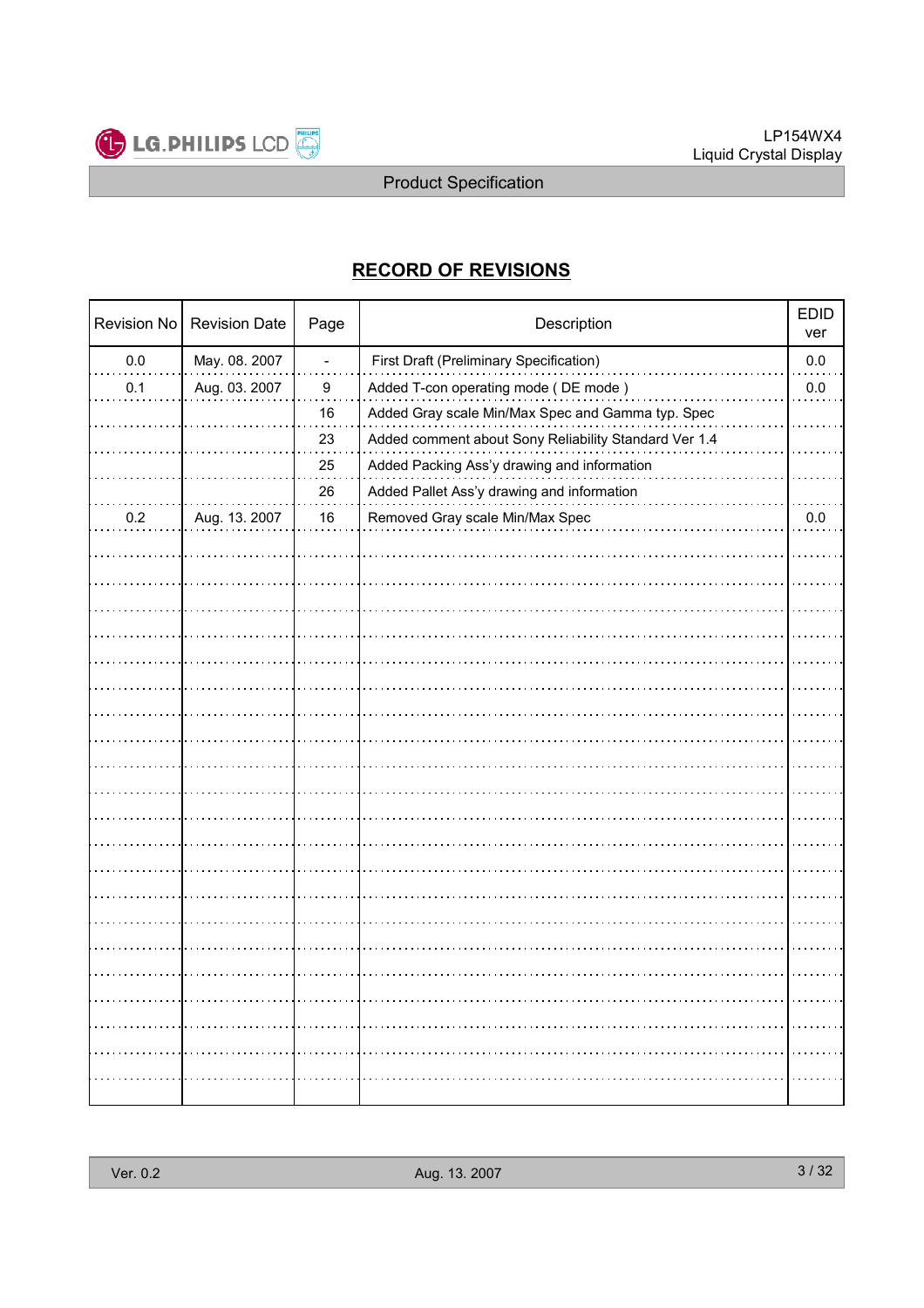# RECORD OF REVISIONS

| Revision No | Revision Date | Page | Description | EDID ver |
|---|---|---|---|---|
| 0.0 | May. 08. 2007 | - | First Draft (Preliminary Specification) | 0.0 |
| 0.1 | Aug. 03. 2007 | 9 | Added T-con operating mode ( DE mode ) | 0.0 |
| | | 16 | Added Gray scale Min/Max Spec and Gamma typ. Spec | |
| | | 23 | Added comment about Sony Reliability Standard Ver 1.4 | |
| | | 25 | Added Packing Ass'y drawing and information | |
| | | 26 | Added Pallet Ass'y drawing and information | |
| 0.2 | Aug. 13. 2007 | 16 | Removed Gray scale Min/Max Spec | 0.0 |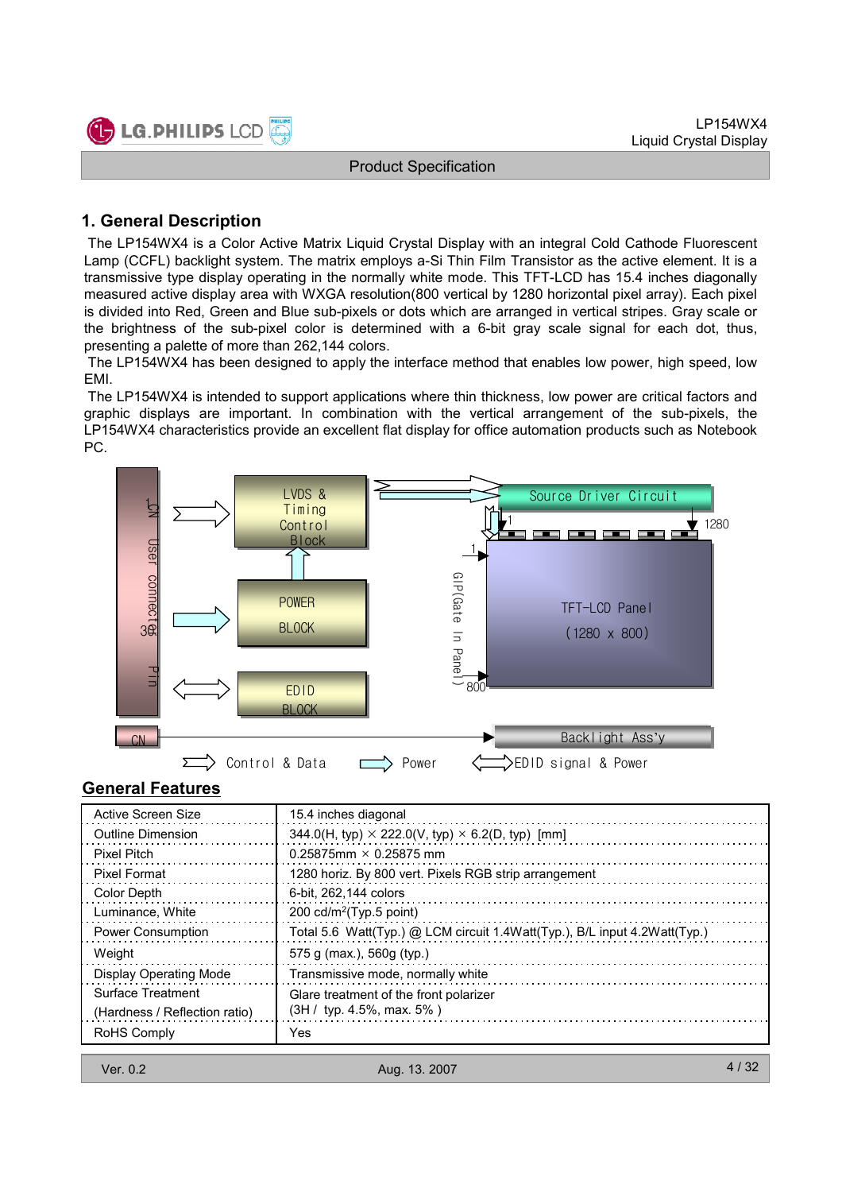## 1. General Description

The LP154WX4 is a Color Active Matrix Liquid Crystal Display with an integral Cold Cathode Fluorescent Lamp (CCFL) backlight system. The matrix employs a-Si Thin Film Transistor as the active element. It is a transmissive type display operating in the normally white mode. This TFT-LCD has 15.4 inches diagonally measured active display area with WXGA resolution(800 vertical by 1280 horizontal pixel array). Each pixel is divided into Red, Green and Blue sub-pixels or dots which are arranged in vertical stripes. Gray scale or the brightness of the sub-pixel color is determined with a 6-bit gray scale signal for each dot, thus, presenting a palette of more than 262,144 colors.

The LP154WX4 has been designed to apply the interface method that enables low power, high speed, low EMI.

The LP154WX4 is intended to support applications where thin thickness, low power are critical factors and graphic displays are important. In combination with the vertical arrangement of the sub-pixels, the LP154WX4 characteristics provide an excellent flat display for office automation products such as Notebook PC.

CN1 User connector 30 Pin

LVDS & Timing Control Block

POWER BLOCK

EDID BLOCK

Source Driver Circuit

1 1280

1

GIP(Gate In Panel)

800

TFT-LCD Panel (1280 x 800)

CN

Backlight Ass'y

Control & Data   Power   EDID signal & Power

## General Features

| | |
|---|---|
| Active Screen Size | 15.4 inches diagonal |
| Outline Dimension | 344.0(H, typ) × 222.0(V, typ) × 6.2(D, typ) [mm] |
| Pixel Pitch | 0.25875mm × 0.25875 mm |
| Pixel Format | 1280 horiz. By 800 vert. Pixels RGB strip arrangement |
| Color Depth | 6-bit, 262,144 colors |
| Luminance, White | 200 cd/m$^2$(Typ.5 point) |
| Power Consumption | Total 5.6 Watt(Typ.) @ LCM circuit 1.4Watt(Typ.), B/L input 4.2Watt(Typ.) |
| Weight | 575 g (max.), 560g (typ.) |
| Display Operating Mode | Transmissive mode, normally white |
| Surface Treatment (Hardness / Reflection ratio) | Glare treatment of the front polarizer (3H / typ. 4.5%, max. 5% ) |
| RoHS Comply | Yes |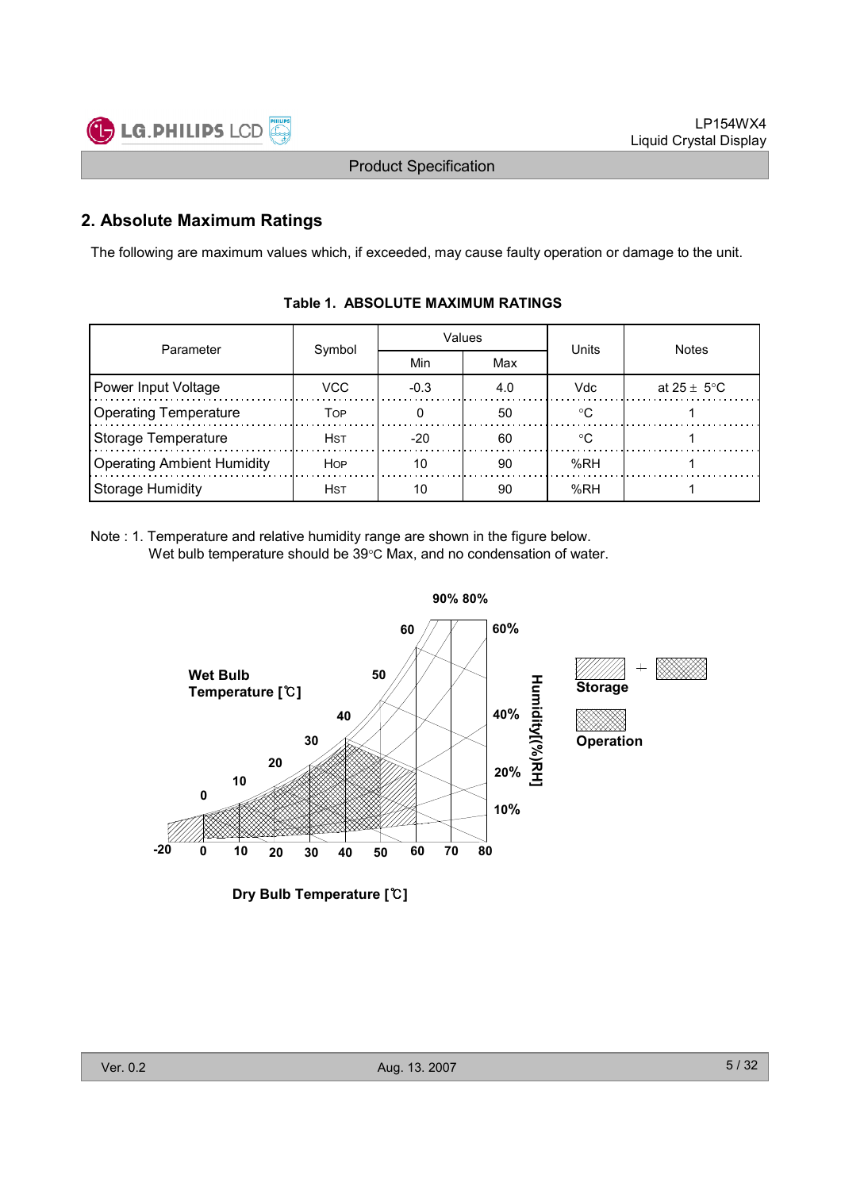## 2. Absolute Maximum Ratings

The following are maximum values which, if exceeded, may cause faulty operation or damage to the unit.

**Table 1. ABSOLUTE MAXIMUM RATINGS**

| Parameter | Symbol | Values | | Units | Notes |
|---|---|---|---|---|---|
| | | Min | Max | | |
| Power Input Voltage | VCC | -0.3 | 4.0 | Vdc | at 25 ± 5°C |
| Operating Temperature | TOP | 0 | 50 | °C | 1 |
| Storage Temperature | HST | -20 | 60 | °C | 1 |
| Operating Ambient Humidity | HOP | 10 | 90 | %RH | 1 |
| Storage Humidity | HST | 10 | 90 | %RH | 1 |

Note : 1. Temperature and relative humidity range are shown in the figure below.
Wet bulb temperature should be 39°C Max, and no condensation of water.

Wet Bulb Temperature [℃]

Humidity[(%)RH]

Storage

Operation

Dry Bulb Temperature [℃]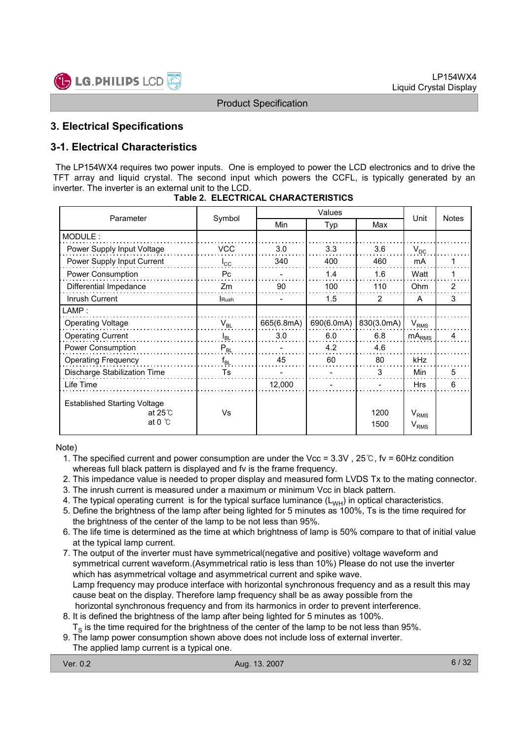## 3. Electrical Specifications

### 3-1. Electrical Characteristics

The LP154WX4 requires two power inputs. One is employed to power the LCD electronics and to drive the TFT array and liquid crystal. The second input which powers the CCFL, is typically generated by an inverter. The inverter is an external unit to the LCD.

**Table 2. ELECTRICAL CHARACTERISTICS**

| Parameter | Symbol | Values | | | Unit | Notes |
|---|---|---|---|---|---|---|
| | | Min | Typ | Max | | |
| MODULE : | | | | | | |
| Power Supply Input Voltage | VCC | 3.0 | 3.3 | 3.6 | $V_{DC}$ | |
| Power Supply Input Current | $I_{CC}$ | 340 | 400 | 460 | mA | 1 |
| Power Consumption | Pc | - | 1.4 | 1.6 | Watt | 1 |
| Differential Impedance | Zm | 90 | 100 | 110 | Ohm | 2 |
| Inrush Current | $I_{Rush}$ | - | 1.5 | 2 | A | 3 |
| LAMP : | | | | | | |
| Operating Voltage | $V_{BL}$ | 665(6.8mA) | 690(6.0mA) | 830(3.0mA) | $V_{RMS}$ | |
| Operating Current | $I_{BL}$ | 3.0 | 6.0 | 6.8 | $mA_{RMS}$ | 4 |
| Power Consumption | $P_{BL}$ | - | 4.2 | 4.6 | | |
| Operating Frequency | $f_{BL}$ | 45 | 60 | 80 | kHz | |
| Discharge Stabilization Time | Ts | - | - | 3 | Min | 5 |
| Life Time | | 12,000 | - | - | Hrs | 6 |
| Established Starting Voltage at 25℃ | Vs | | | 1200 | $V_{RMS}$ | |
| at 0 ℃ | | | | 1500 | $V_{RMS}$ | |

Note)

1. The specified current and power consumption are under the Vcc = 3.3V , 25℃, fv = 60Hz condition whereas full black pattern is displayed and fv is the frame frequency.
2. This impedance value is needed to proper display and measured form LVDS Tx to the mating connector.
3. The inrush current is measured under a maximum or minimum Vcc in black pattern.
4. The typical operating current is for the typical surface luminance ($L_{WH}$) in optical characteristics.
5. Define the brightness of the lamp after being lighted for 5 minutes as 100%, Ts is the time required for the brightness of the center of the lamp to be not less than 95%.
6. The life time is determined as the time at which brightness of lamp is 50% compare to that of initial value at the typical lamp current.
7. The output of the inverter must have symmetrical(negative and positive) voltage waveform and symmetrical current waveform.(Asymmetrical ratio is less than 10%) Please do not use the inverter which has asymmetrical voltage and asymmetrical current and spike wave.
   Lamp frequency may produce interface with horizontal synchronous frequency and as a result this may cause beat on the display. Therefore lamp frequency shall be as away possible from the horizontal synchronous frequency and from its harmonics in order to prevent interference.
8. It is defined the brightness of the lamp after being lighted for 5 minutes as 100%.
   $T_S$ is the time required for the brightness of the center of the lamp to be not less than 95%.
9. The lamp power consumption shown above does not include loss of external inverter.
   The applied lamp current is a typical one.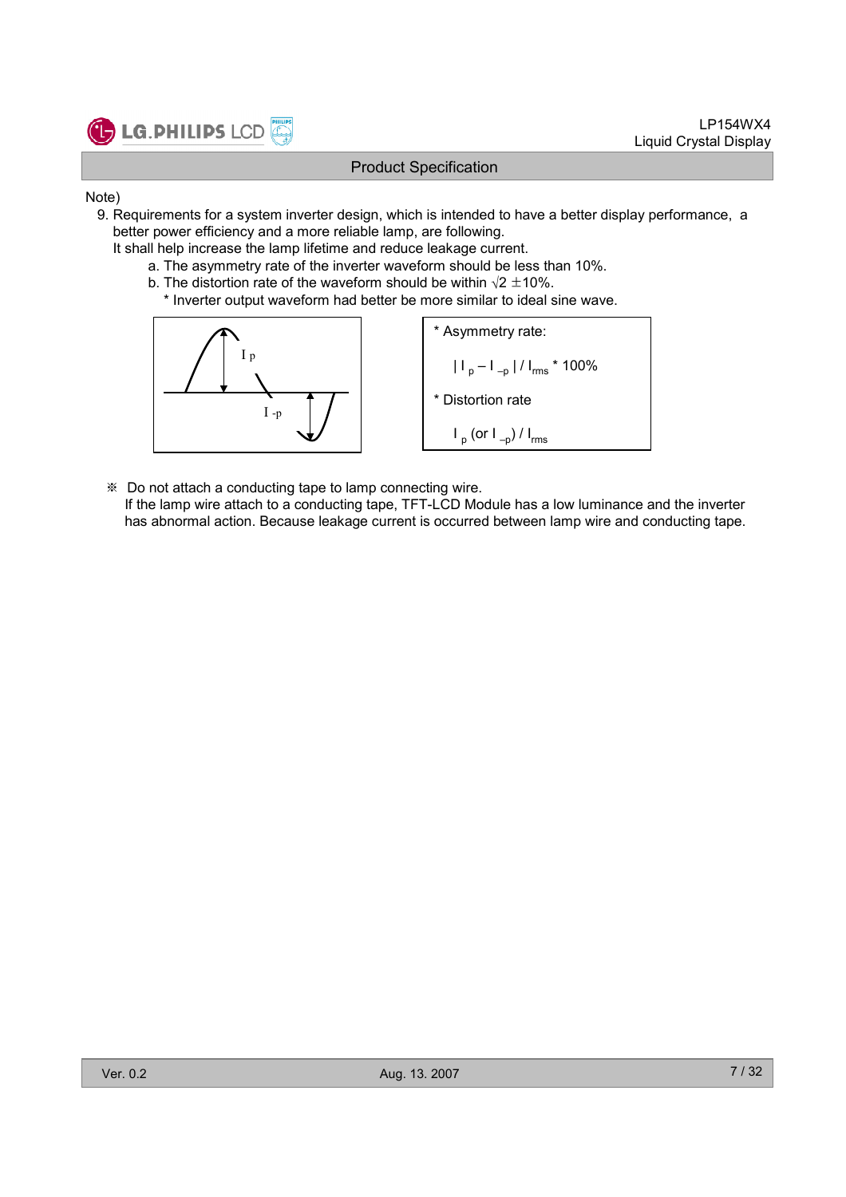Note)

9. Requirements for a system inverter design, which is intended to have a better display performance, a better power efficiency and a more reliable lamp, are following.
   It shall help increase the lamp lifetime and reduce leakage current.
   a. The asymmetry rate of the inverter waveform should be less than 10%.
   b. The distortion rate of the waveform should be within $\sqrt{2}$ ±10%.
      * Inverter output waveform had better be more similar to ideal sine wave.

$I_p$

$I_{-p}$

* Asymmetry rate:

  $| I_p - I_{-p} | / I_{rms} * 100\%$

* Distortion rate

  $I_p$ (or $I_{-p}$) / $I_{rms}$

※ Do not attach a conducting tape to lamp connecting wire.
If the lamp wire attach to a conducting tape, TFT-LCD Module has a low luminance and the inverter has abnormal action. Because leakage current is occurred between lamp wire and conducting tape.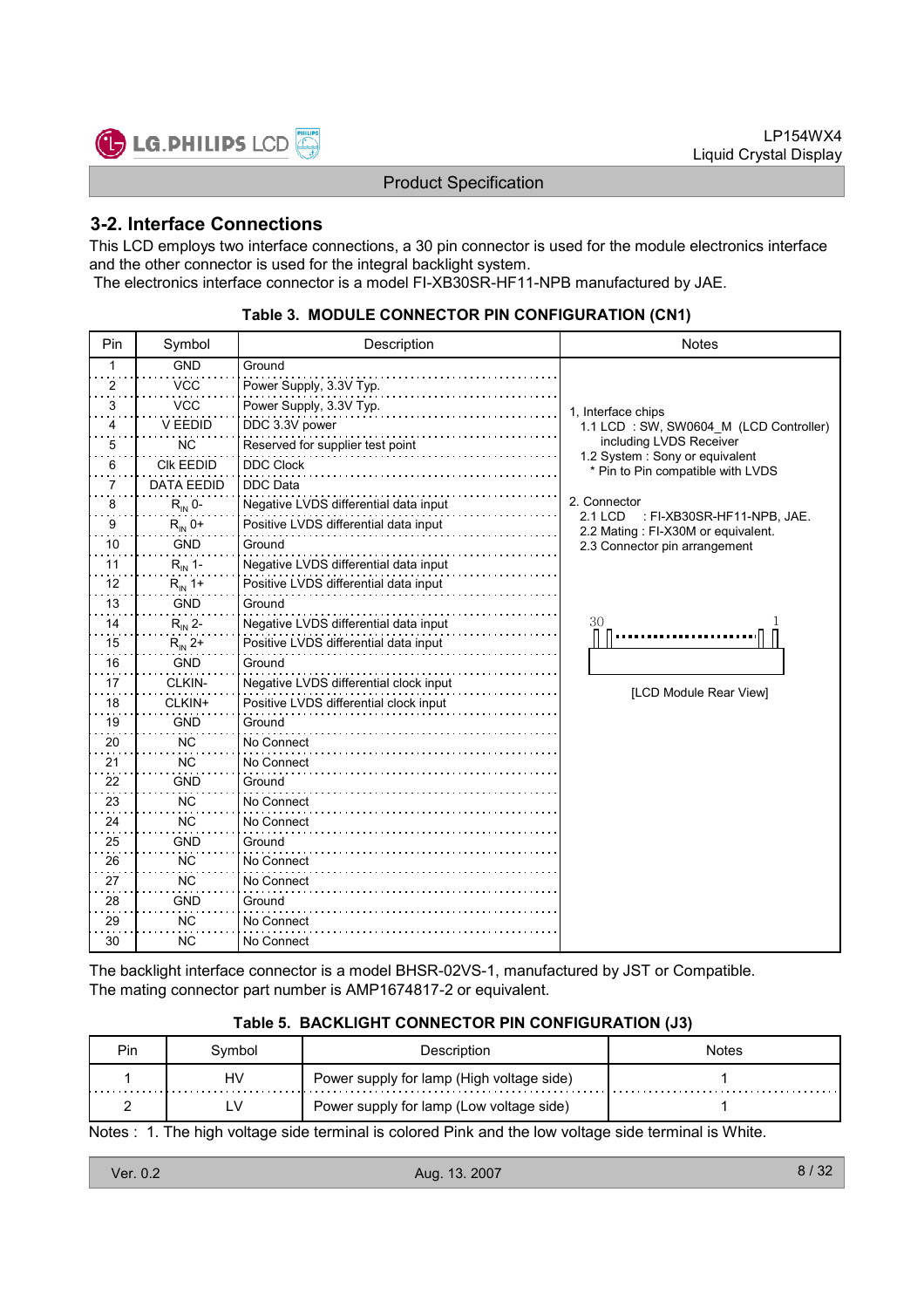## 3-2. Interface Connections

This LCD employs two interface connections, a 30 pin connector is used for the module electronics interface and the other connector is used for the integral backlight system.
The electronics interface connector is a model FI-XB30SR-HF11-NPB manufactured by JAE.

**Table 3. MODULE CONNECTOR PIN CONFIGURATION (CN1)**

| Pin | Symbol | Description | Notes |
|---|---|---|---|
| 1 | GND | Ground | 1, Interface chips<br>1.1 LCD : SW, SW0604_M (LCD Controller) including LVDS Receiver<br>1.2 System : Sony or equivalent<br>* Pin to Pin compatible with LVDS<br><br>2. Connector<br>2.1 LCD : FI-XB30SR-HF11-NPB, JAE.<br>2.2 Mating : FI-X30M or equivalent.<br>2.3 Connector pin arrangement<br><br>30 … 1<br>[LCD Module Rear View] |
| 2 | VCC | Power Supply, 3.3V Typ. | |
| 3 | VCC | Power Supply, 3.3V Typ. | |
| 4 | V EEDID | DDC 3.3V power | |
| 5 | NC | Reserved for supplier test point | |
| 6 | Clk EEDID | DDC Clock | |
| 7 | DATA EEDID | DDC Data | |
| 8 | $R_{IN}$ 0- | Negative LVDS differential data input | |
| 9 | $R_{IN}$ 0+ | Positive LVDS differential data input | |
| 10 | GND | Ground | |
| 11 | $R_{IN}$ 1- | Negative LVDS differential data input | |
| 12 | $R_{IN}$ 1+ | Positive LVDS differential data input | |
| 13 | GND | Ground | |
| 14 | $R_{IN}$ 2- | Negative LVDS differential data input | |
| 15 | $R_{IN}$ 2+ | Positive LVDS differential data input | |
| 16 | GND | Ground | |
| 17 | CLKIN- | Negative LVDS differential clock input | |
| 18 | CLKIN+ | Positive LVDS differential clock input | |
| 19 | GND | Ground | |
| 20 | NC | No Connect | |
| 21 | NC | No Connect | |
| 22 | GND | Ground | |
| 23 | NC | No Connect | |
| 24 | NC | No Connect | |
| 25 | GND | Ground | |
| 26 | NC | No Connect | |
| 27 | NC | No Connect | |
| 28 | GND | Ground | |
| 29 | NC | No Connect | |
| 30 | NC | No Connect | |

The backlight interface connector is a model BHSR-02VS-1, manufactured by JST or Compatible.
The mating connector part number is AMP1674817-2 or equivalent.

**Table 5. BACKLIGHT CONNECTOR PIN CONFIGURATION (J3)**

| Pin | Symbol | Description | Notes |
|---|---|---|---|
| 1 | HV | Power supply for lamp (High voltage side) | 1 |
| 2 | LV | Power supply for lamp (Low voltage side) | 1 |

Notes : 1. The high voltage side terminal is colored Pink and the low voltage side terminal is White.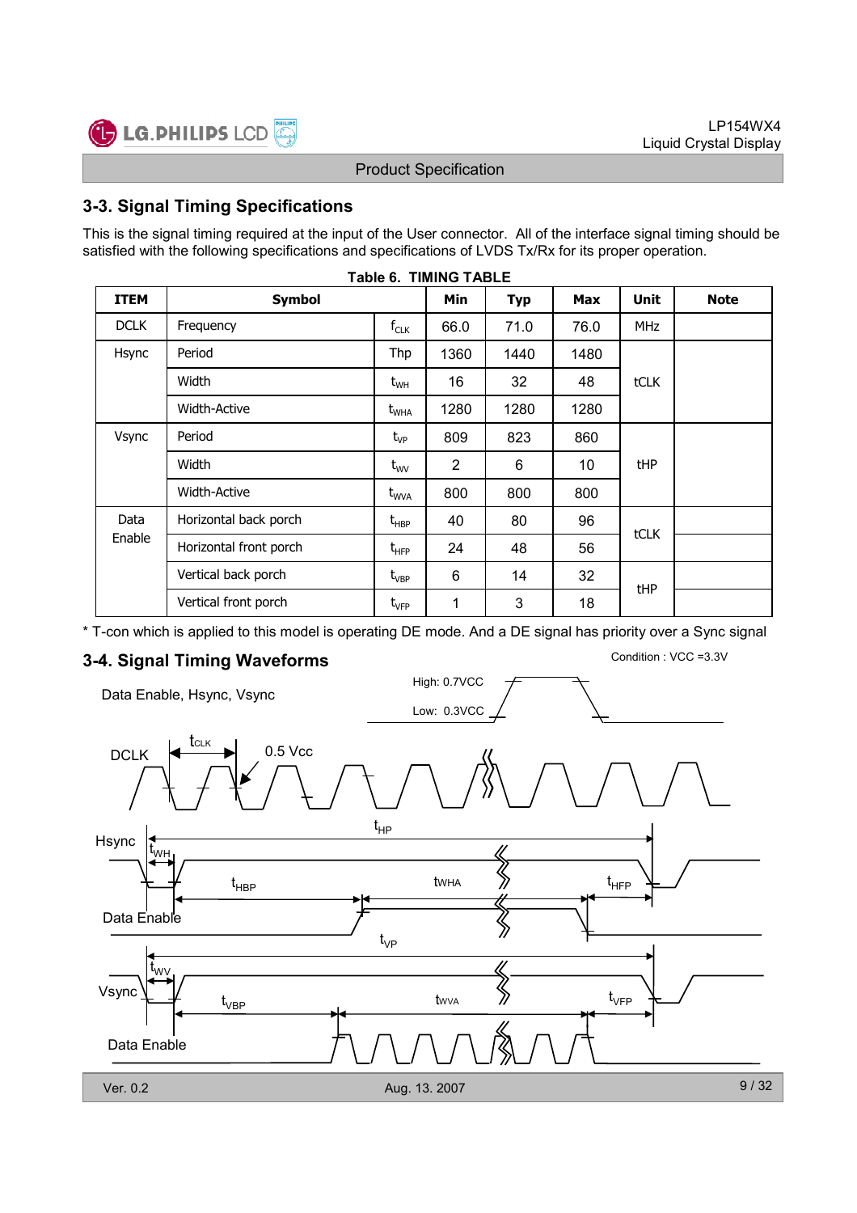## 3-3. Signal Timing Specifications

This is the signal timing required at the input of the User connector. All of the interface signal timing should be satisfied with the following specifications and specifications of LVDS Tx/Rx for its proper operation.

**Table 6. TIMING TABLE**

| ITEM | Symbol | | Min | Typ | Max | Unit | Note |
|---|---|---|---|---|---|---|---|
| DCLK | Frequency | $f_{CLK}$ | 66.0 | 71.0 | 76.0 | MHz | |
| Hsync | Period | Thp | 1360 | 1440 | 1480 | tCLK | |
| | Width | $t_{WH}$ | 16 | 32 | 48 | | |
| | Width-Active | $t_{WHA}$ | 1280 | 1280 | 1280 | | |
| Vsync | Period | $t_{VP}$ | 809 | 823 | 860 | tHP | |
| | Width | $t_{WV}$ | 2 | 6 | 10 | | |
| | Width-Active | $t_{WVA}$ | 800 | 800 | 800 | | |
| Data Enable | Horizontal back porch | $t_{HBP}$ | 40 | 80 | 96 | tCLK | |
| | Horizontal front porch | $t_{HFP}$ | 24 | 48 | 56 | | |
| | Vertical back porch | $t_{VBP}$ | 6 | 14 | 32 | tHP | |
| | Vertical front porch | $t_{VFP}$ | 1 | 3 | 18 | | |

* T-con which is applied to this model is operating DE mode. And a DE signal has priority over a Sync signal

## 3-4. Signal Timing Waveforms

Condition : VCC =3.3V

Data Enable, Hsync, Vsync — High: 0.7VCC, Low: 0.3VCC

DCLK — $t_{CLK}$, 0.5 Vcc

Hsync — $t_{HP}$, $t_{WH}$, $t_{HBP}$, $t_{WHA}$, $t_{HFP}$

Data Enable

Vsync — $t_{VP}$, $t_{WV}$, $t_{VBP}$, $t_{WVA}$, $t_{VFP}$

Data Enable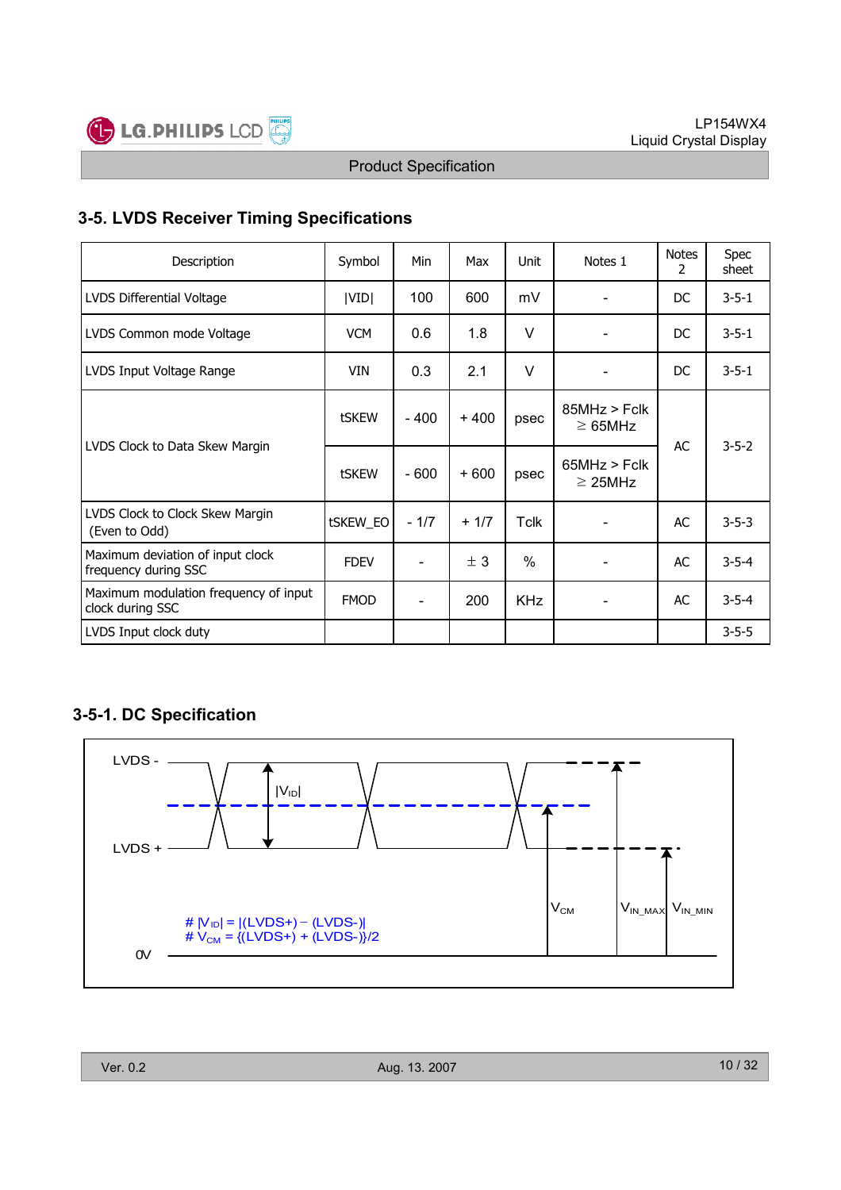### 3-5. LVDS Receiver Timing Specifications

| Description | Symbol | Min | Max | Unit | Notes 1 | Notes 2 | Spec sheet |
|---|---|---|---|---|---|---|---|
| LVDS Differential Voltage | \|VID\| | 100 | 600 | mV | - | DC | 3-5-1 |
| LVDS Common mode Voltage | VCM | 0.6 | 1.8 | V | - | DC | 3-5-1 |
| LVDS Input Voltage Range | VIN | 0.3 | 2.1 | V | - | DC | 3-5-1 |
| LVDS Clock to Data Skew Margin | tSKEW | - 400 | + 400 | psec | 85MHz > Fclk ≥ 65MHz | AC | 3-5-2 |
| | tSKEW | - 600 | + 600 | psec | 65MHz > Fclk ≥ 25MHz | | |
| LVDS Clock to Clock Skew Margin (Even to Odd) | tSKEW_EO | - 1/7 | + 1/7 | Tclk | - | AC | 3-5-3 |
| Maximum deviation of input clock frequency during SSC | FDEV | - | ± 3 | % | - | AC | 3-5-4 |
| Maximum modulation frequency of input clock during SSC | FMOD | - | 200 | KHz | - | AC | 3-5-4 |
| LVDS Input clock duty | | | | | | | 3-5-5 |

### 3-5-1. DC Specification

LVDS -

LVDS +

$|V_{ID}|$

$V_{CM}$ $V_{IN\_MAX}$ $V_{IN\_MIN}$

# $|V_{ID}| = |(LVDS+) - (LVDS-)|$
# $V_{CM} = \{(LVDS+) + (LVDS-)\}/2$

0V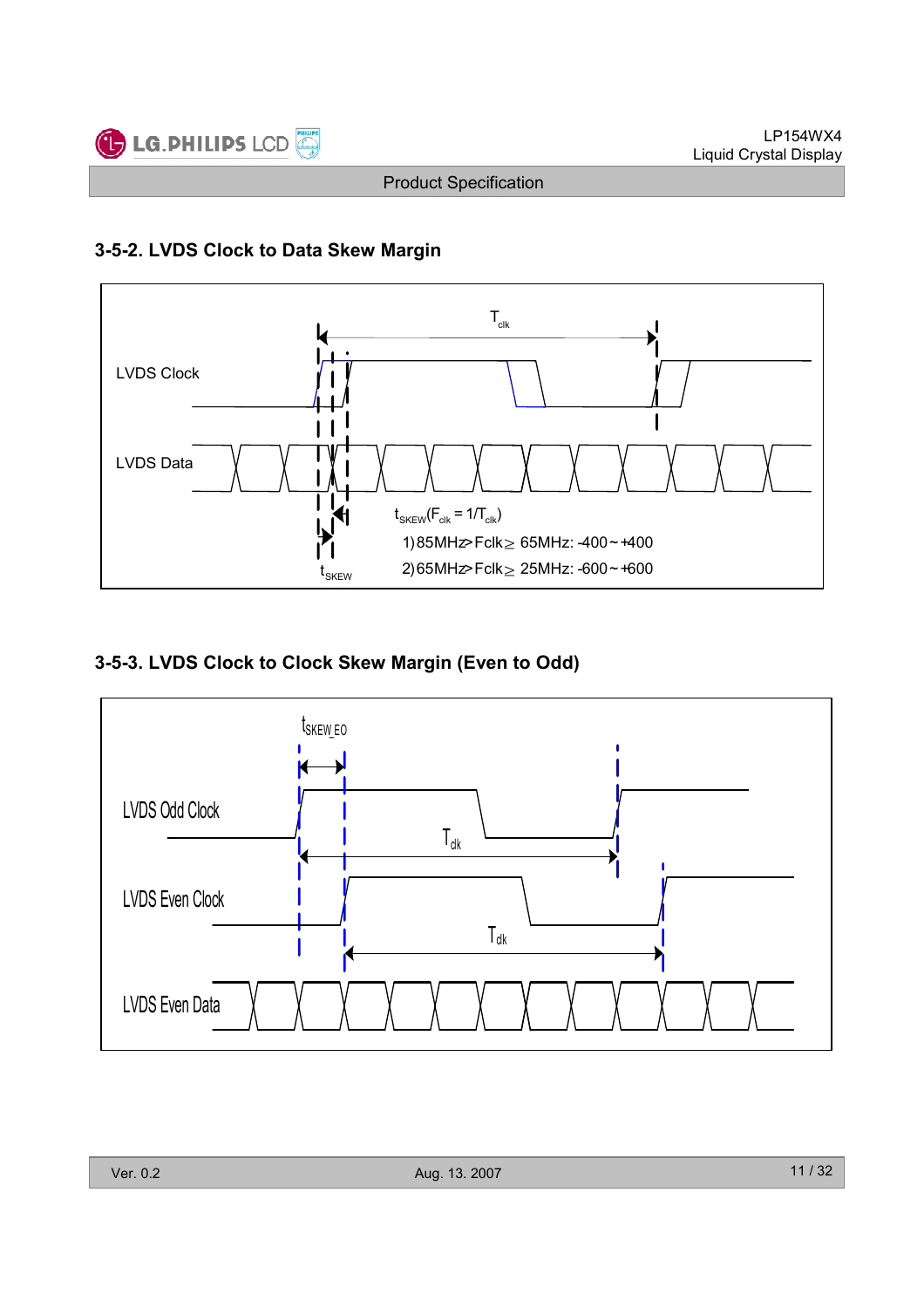### 3-5-2. LVDS Clock to Data Skew Margin

$T_{clk}$

LVDS Clock

LVDS Data

$t_{SKEW}(F_{clk} = 1/T_{clk})$

1) 85MHz > Fclk ≥ 65MHz: -400 ~ +400

2) 65MHz > Fclk ≥ 25MHz: -600 ~ +600

$t_{SKEW}$

### 3-5-3. LVDS Clock to Clock Skew Margin (Even to Odd)

$t_{SKEW\_EO}$

LVDS Odd Clock

$T_{clk}$

LVDS Even Clock

$T_{clk}$

LVDS Even Data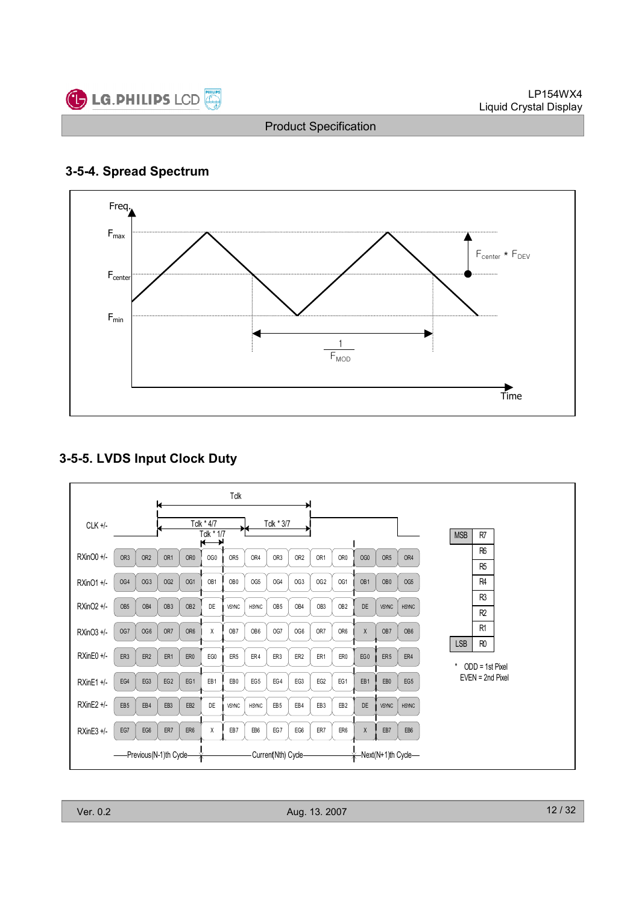### 3-5-4. Spread Spectrum

Freq.

$F_{max}$

$F_{center}$

$F_{min}$

$F_{center} * F_{DEV}$

$\frac{1}{F_{MOD}}$

Time

### 3-5-5. LVDS Input Clock Duty

Tclk

Tclk * 4/7 &nbsp;&nbsp; Tclk * 3/7

Tclk * 1/7

| Signal | | | | | | | | | | | | | | |
|---|---|---|---|---|---|---|---|---|---|---|---|---|---|---|
| CLK +/- | | | | | | | | | | | | | | |
| RXinO0 +/- | OR3 | OR2 | OR1 | OR0 | OG0 | OR5 | OR4 | OR3 | OR2 | OR1 | OR0 | OG0 | OR5 | OR4 |
| RXinO1 +/- | OG4 | OG3 | OG2 | OG1 | OB1 | OB0 | OG5 | OG4 | OG3 | OG2 | OG1 | OB1 | OB0 | OG5 |
| RXinO2 +/- | OB5 | OB4 | OB3 | OB2 | DE | VSYNC | HSYNC | OB5 | OB4 | OB3 | OB2 | DE | VSYNC | HSYNC |
| RXinO3 +/- | OG7 | OG6 | OR7 | OR6 | X | OB7 | OB6 | OG7 | OG6 | OR7 | OR6 | X | OB7 | OB6 |
| RXinE0 +/- | ER3 | ER2 | ER1 | ER0 | EG0 | ER5 | ER4 | ER3 | ER2 | ER1 | ER0 | EG0 | ER5 | ER4 |
| RXinE1 +/- | EG4 | EG3 | EG2 | EG1 | EB1 | EB0 | EG5 | EG4 | EG3 | EG2 | EG1 | EB1 | EB0 | EG5 |
| RXinE2 +/- | EB5 | EB4 | EB3 | EB2 | DE | VSYNC | HSYNC | EB5 | EB4 | EB3 | EB2 | DE | VSYNC | HSYNC |
| RXinE3 +/- | EG7 | EG6 | ER7 | ER6 | X | EB7 | EB6 | EG7 | EG6 | ER7 | ER6 | X | EB7 | EB6 |

Previous(N-1)th Cycle — Current(Nth) Cycle — Next(N+1)th Cycle

| | |
|---|---|
| MSB | R7 |
| | R6 |
| | R5 |
| | R4 |
| | R3 |
| | R2 |
| | R1 |
| LSB | R0 |

\* ODD = 1st Pixel
EVEN = 2nd Pixel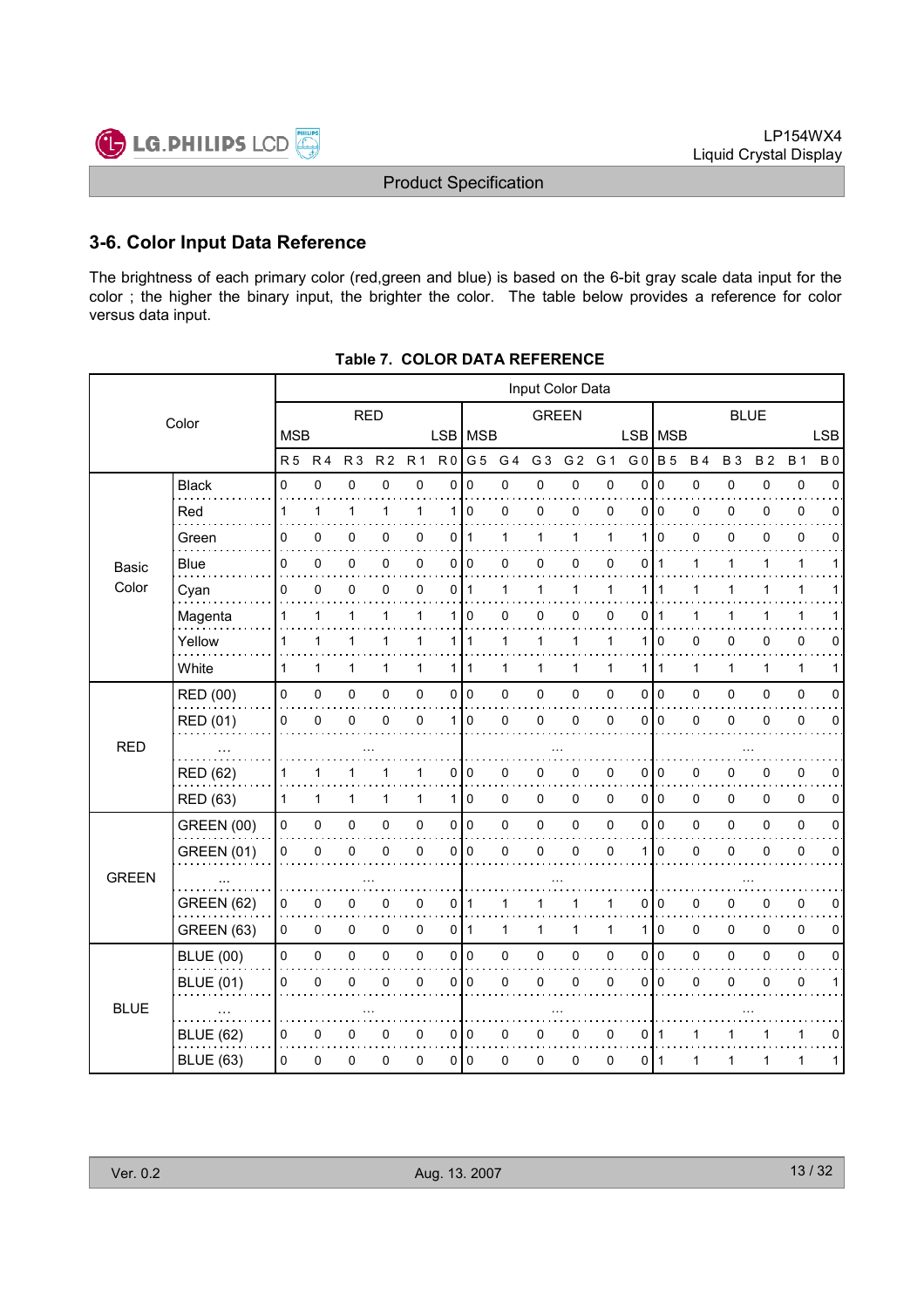## 3-6. Color Input Data Reference

The brightness of each primary color (red,green and blue) is based on the 6-bit gray scale data input for the color ; the higher the binary input, the brighter the color. The table below provides a reference for color versus data input.

**Table 7. COLOR DATA REFERENCE**

| Color | | Input Color Data | | | | | | | | | | | | | | | | | |
|---|---|---|---|---|---|---|---|---|---|---|---|---|---|---|---|---|---|---|---|
| | | RED | | | | | | GREEN | | | | | | BLUE | | | | | |
| | | MSB | | | | | LSB | MSB | | | | | LSB | MSB | | | | | LSB |
| | | R 5 | R 4 | R 3 | R 2 | R 1 | R 0 | G 5 | G 4 | G 3 | G 2 | G 1 | G 0 | B 5 | B 4 | B 3 | B 2 | B 1 | B 0 |
| Basic Color | Black | 0 | 0 | 0 | 0 | 0 | 0 | 0 | 0 | 0 | 0 | 0 | 0 | 0 | 0 | 0 | 0 | 0 | 0 |
| | Red | 1 | 1 | 1 | 1 | 1 | 1 | 0 | 0 | 0 | 0 | 0 | 0 | 0 | 0 | 0 | 0 | 0 | 0 |
| | Green | 0 | 0 | 0 | 0 | 0 | 0 | 1 | 1 | 1 | 1 | 1 | 1 | 0 | 0 | 0 | 0 | 0 | 0 |
| | Blue | 0 | 0 | 0 | 0 | 0 | 0 | 0 | 0 | 0 | 0 | 0 | 0 | 1 | 1 | 1 | 1 | 1 | 1 |
| | Cyan | 0 | 0 | 0 | 0 | 0 | 0 | 1 | 1 | 1 | 1 | 1 | 1 | 1 | 1 | 1 | 1 | 1 | 1 |
| | Magenta | 1 | 1 | 1 | 1 | 1 | 1 | 0 | 0 | 0 | 0 | 0 | 0 | 1 | 1 | 1 | 1 | 1 | 1 |
| | Yellow | 1 | 1 | 1 | 1 | 1 | 1 | 1 | 1 | 1 | 1 | 1 | 1 | 0 | 0 | 0 | 0 | 0 | 0 |
| | White | 1 | 1 | 1 | 1 | 1 | 1 | 1 | 1 | 1 | 1 | 1 | 1 | 1 | 1 | 1 | 1 | 1 | 1 |
| RED | RED (00) | 0 | 0 | 0 | 0 | 0 | 0 | 0 | 0 | 0 | 0 | 0 | 0 | 0 | 0 | 0 | 0 | 0 | 0 |
| | RED (01) | 0 | 0 | 0 | 0 | 0 | 1 | 0 | 0 | 0 | 0 | 0 | 0 | 0 | 0 | 0 | 0 | 0 | 0 |
| | ... | ... | | | | | | ... | | | | | | ... | | | | | |
| | RED (62) | 1 | 1 | 1 | 1 | 1 | 0 | 0 | 0 | 0 | 0 | 0 | 0 | 0 | 0 | 0 | 0 | 0 | 0 |
| | RED (63) | 1 | 1 | 1 | 1 | 1 | 1 | 0 | 0 | 0 | 0 | 0 | 0 | 0 | 0 | 0 | 0 | 0 | 0 |
| GREEN | GREEN (00) | 0 | 0 | 0 | 0 | 0 | 0 | 0 | 0 | 0 | 0 | 0 | 0 | 0 | 0 | 0 | 0 | 0 | 0 |
| | GREEN (01) | 0 | 0 | 0 | 0 | 0 | 0 | 0 | 0 | 0 | 0 | 0 | 1 | 0 | 0 | 0 | 0 | 0 | 0 |
| | ... | ... | | | | | | ... | | | | | | ... | | | | | |
| | GREEN (62) | 0 | 0 | 0 | 0 | 0 | 0 | 1 | 1 | 1 | 1 | 1 | 0 | 0 | 0 | 0 | 0 | 0 | 0 |
| | GREEN (63) | 0 | 0 | 0 | 0 | 0 | 0 | 1 | 1 | 1 | 1 | 1 | 1 | 0 | 0 | 0 | 0 | 0 | 0 |
| BLUE | BLUE (00) | 0 | 0 | 0 | 0 | 0 | 0 | 0 | 0 | 0 | 0 | 0 | 0 | 0 | 0 | 0 | 0 | 0 | 0 |
| | BLUE (01) | 0 | 0 | 0 | 0 | 0 | 0 | 0 | 0 | 0 | 0 | 0 | 0 | 0 | 0 | 0 | 0 | 0 | 1 |
| | ... | ... | | | | | | ... | | | | | | ... | | | | | |
| | BLUE (62) | 0 | 0 | 0 | 0 | 0 | 0 | 0 | 0 | 0 | 0 | 0 | 0 | 1 | 1 | 1 | 1 | 1 | 0 |
| | BLUE (63) | 0 | 0 | 0 | 0 | 0 | 0 | 0 | 0 | 0 | 0 | 0 | 0 | 1 | 1 | 1 | 1 | 1 | 1 |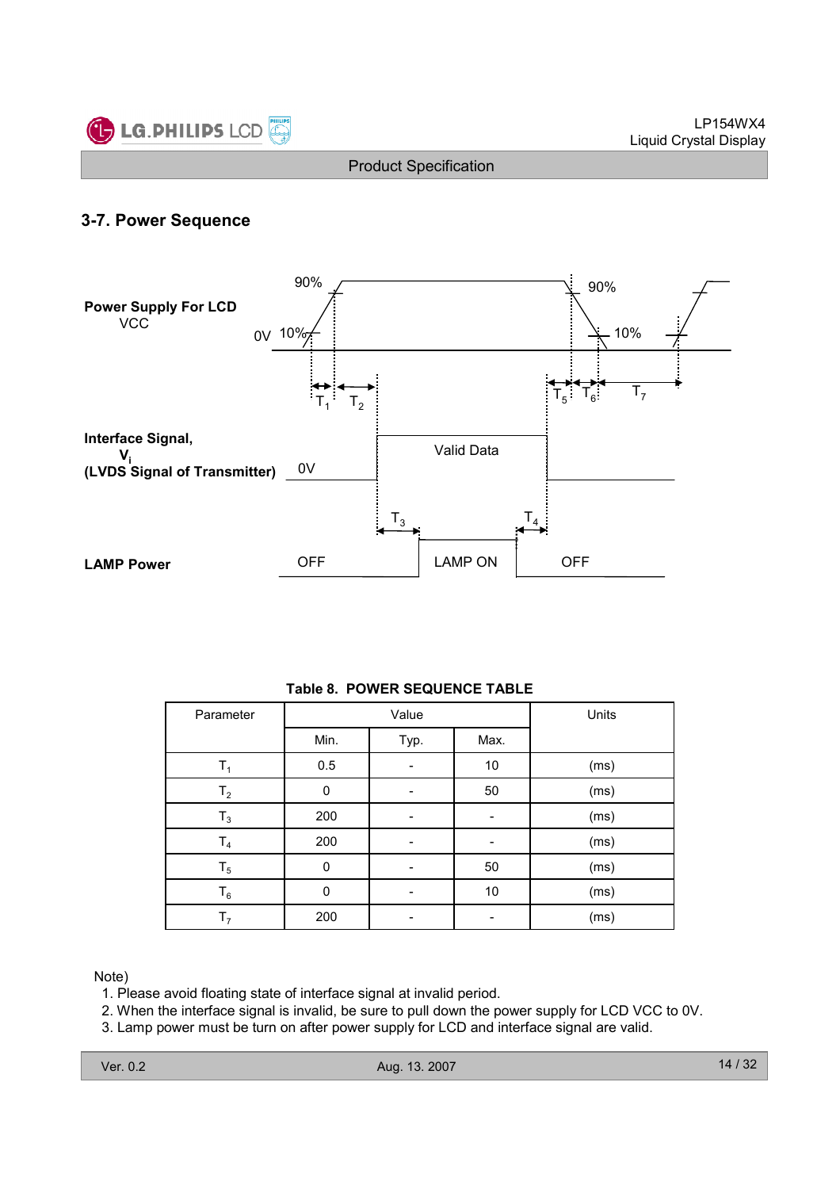## 3-7. Power Sequence

Power Supply For LCD
VCC

90% 90%
0V 10% 10%

$T_1$ $T_2$ $T_5$ $T_6$ $T_7$

Interface Signal,
$V_i$
(LVDS Signal of Transmitter)

0V Valid Data

$T_3$ $T_4$

LAMP Power

OFF LAMP ON OFF

**Table 8. POWER SEQUENCE TABLE**

| Parameter | Value | | | Units |
|---|---|---|---|---|
| | Min. | Typ. | Max. | |
| $T_1$ | 0.5 | - | 10 | (ms) |
| $T_2$ | 0 | - | 50 | (ms) |
| $T_3$ | 200 | - | - | (ms) |
| $T_4$ | 200 | - | - | (ms) |
| $T_5$ | 0 | - | 50 | (ms) |
| $T_6$ | 0 | - | 10 | (ms) |
| $T_7$ | 200 | - | - | (ms) |

Note)
1. Please avoid floating state of interface signal at invalid period.
2. When the interface signal is invalid, be sure to pull down the power supply for LCD VCC to 0V.
3. Lamp power must be turn on after power supply for LCD and interface signal are valid.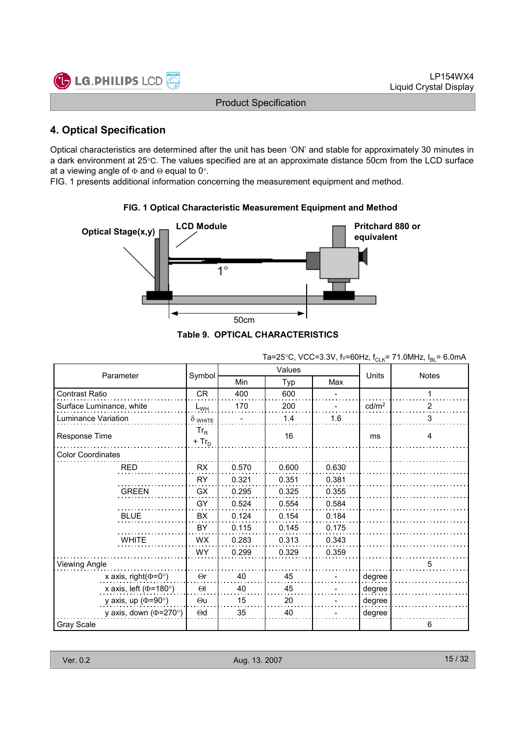## 4. Optical Specification

Optical characteristics are determined after the unit has been 'ON' and stable for approximately 30 minutes in a dark environment at 25°C. The values specified are at an approximate distance 50cm from the LCD surface at a viewing angle of Φ and Θ equal to 0°.

FIG. 1 presents additional information concerning the measurement equipment and method.

**FIG. 1 Optical Characteristic Measurement Equipment and Method**

Optical Stage(x,y) — LCD Module — Pritchard 880 or equivalent — 1° — 50cm

**Table 9. OPTICAL CHARACTERISTICS**

Ta=25°C, VCC=3.3V, fv=60Hz, $f_{CLK}$= 71.0MHz, $I_{BL}$= 6.0mA

| Parameter | | Symbol | Values | | | Units | Notes |
|---|---|---|---|---|---|---|---|
| | | | Min | Typ | Max | | |
| Contrast Ratio | | CR | 400 | 600 | - | | 1 |
| Surface Luminance, white | | $L_{WH}$ | 170 | 200 | - | cd/m² | 2 |
| Luminance Variation | | $\delta_{WHITE}$ | - | 1.4 | 1.6 | | 3 |
| Response Time | | $Tr_R + Tr_D$ | | 16 | | ms | 4 |
| Color Coordinates | | | | | | | |
| | RED | RX | 0.570 | 0.600 | 0.630 | | |
| | | RY | 0.321 | 0.351 | 0.381 | | |
| | GREEN | GX | 0.295 | 0.325 | 0.355 | | |
| | | GY | 0.524 | 0.554 | 0.584 | | |
| | BLUE | BX | 0.124 | 0.154 | 0.184 | | |
| | | BY | 0.115 | 0.145 | 0.175 | | |
| | WHITE | WX | 0.283 | 0.313 | 0.343 | | |
| | | WY | 0.299 | 0.329 | 0.359 | | |
| Viewing Angle | | | | | | | 5 |
| | x axis, right(Φ=0°) | Θr | 40 | 45 | - | degree | |
| | x axis, left (Φ=180°) | Θl | 40 | 45 | - | degree | |
| | y axis, up (Φ=90°) | Θu | 15 | 20 | - | degree | |
| | y axis, down (Φ=270°) | Θd | 35 | 40 | - | degree | |
| Gray Scale | | | | | | | 6 |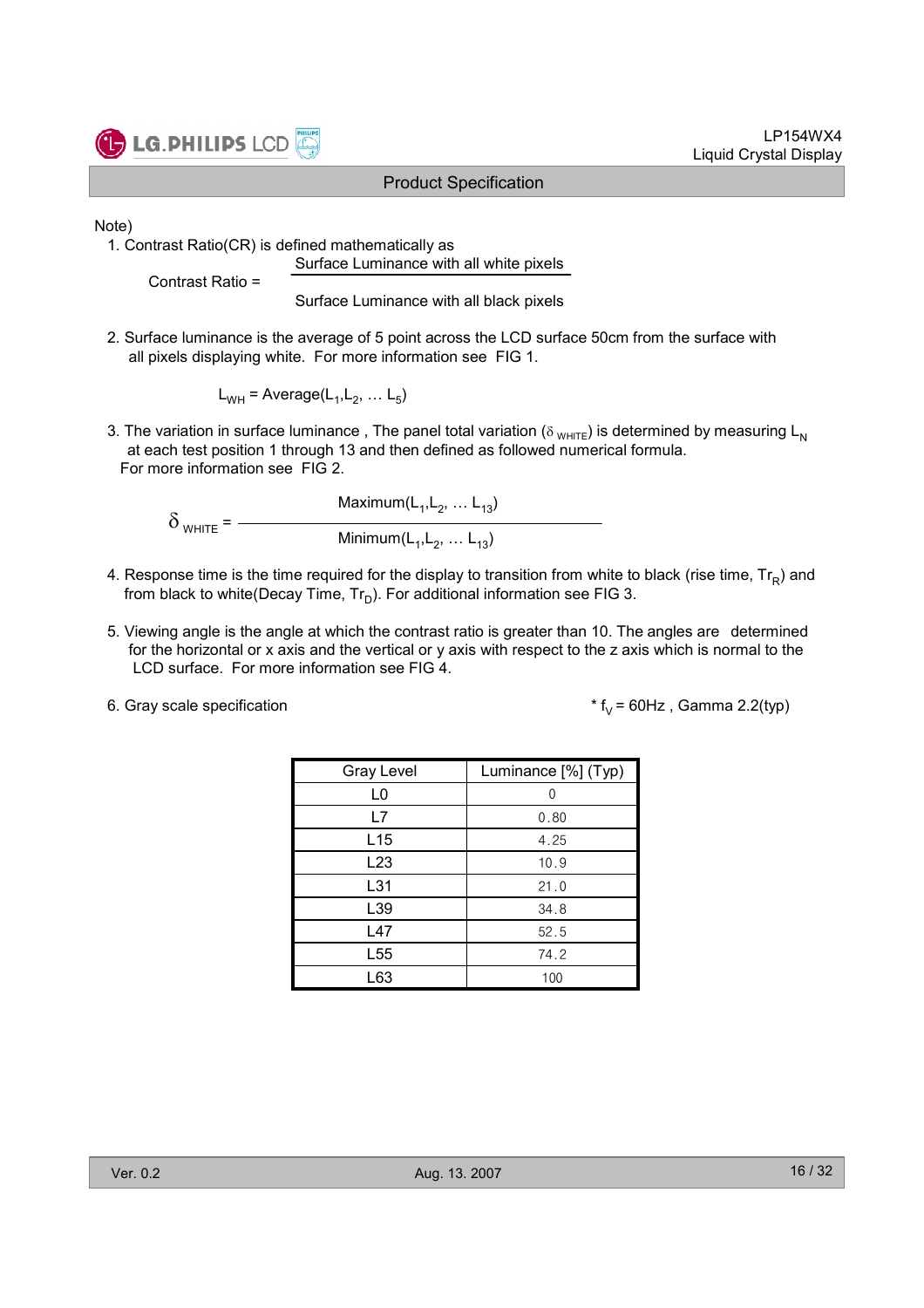Note)

1. Contrast Ratio(CR) is defined mathematically as

$$\text{Contrast Ratio} = \frac{\text{Surface Luminance with all white pixels}}{\text{Surface Luminance with all black pixels}}$$

2. Surface luminance is the average of 5 point across the LCD surface 50cm from the surface with all pixels displaying white. For more information see FIG 1.

$$L_{WH} = \text{Average}(L_1, L_2, \ldots L_5)$$

3. The variation in surface luminance , The panel total variation ($\delta_{WHITE}$) is determined by measuring $L_N$ at each test position 1 through 13 and then defined as followed numerical formula. For more information see FIG 2.

$$\delta_{WHITE} = \frac{\text{Maximum}(L_1, L_2, \ldots L_{13})}{\text{Minimum}(L_1, L_2, \ldots L_{13})}$$

4. Response time is the time required for the display to transition from white to black (rise time, $Tr_R$) and from black to white(Decay Time, $Tr_D$). For additional information see FIG 3.

5. Viewing angle is the angle at which the contrast ratio is greater than 10. The angles are determined for the horizontal or x axis and the vertical or y axis with respect to the z axis which is normal to the LCD surface. For more information see FIG 4.

6. Gray scale specification

\* $f_V$ = 60Hz , Gamma 2.2(typ)

| Gray Level | Luminance [%] (Typ) |
|---|---|
| L0 | 0 |
| L7 | 0.80 |
| L15 | 4.25 |
| L23 | 10.9 |
| L31 | 21.0 |
| L39 | 34.8 |
| L47 | 52.5 |
| L55 | 74.2 |
| L63 | 100 |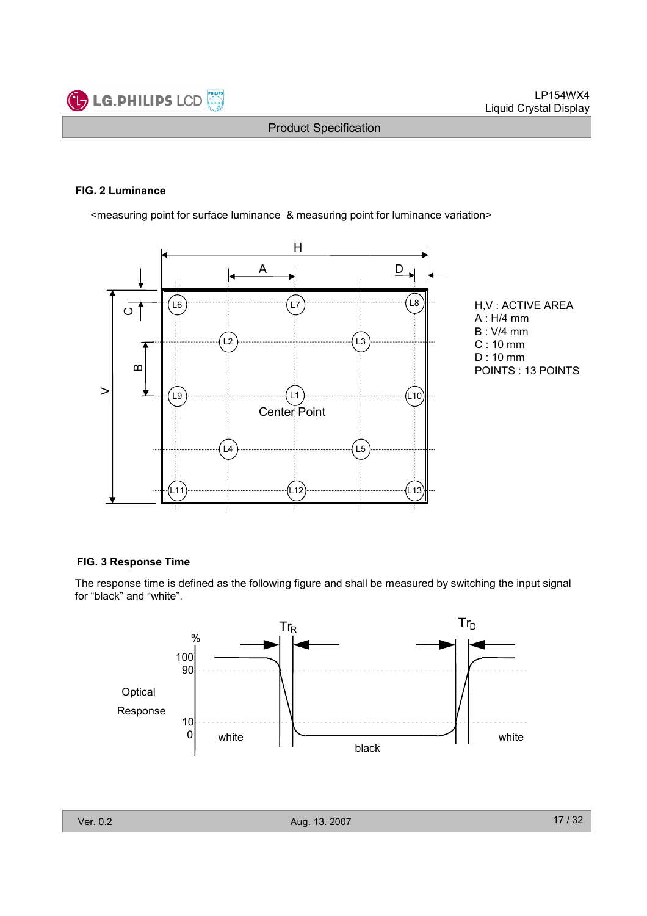**FIG. 2 Luminance**

<measuring point for surface luminance & measuring point for luminance variation>

H,V : ACTIVE AREA
A : H/4 mm
B : V/4 mm
C : 10 mm
D : 10 mm
POINTS : 13 POINTS

**FIG. 3 Response Time**

The response time is defined as the following figure and shall be measured by switching the input signal for "black" and "white".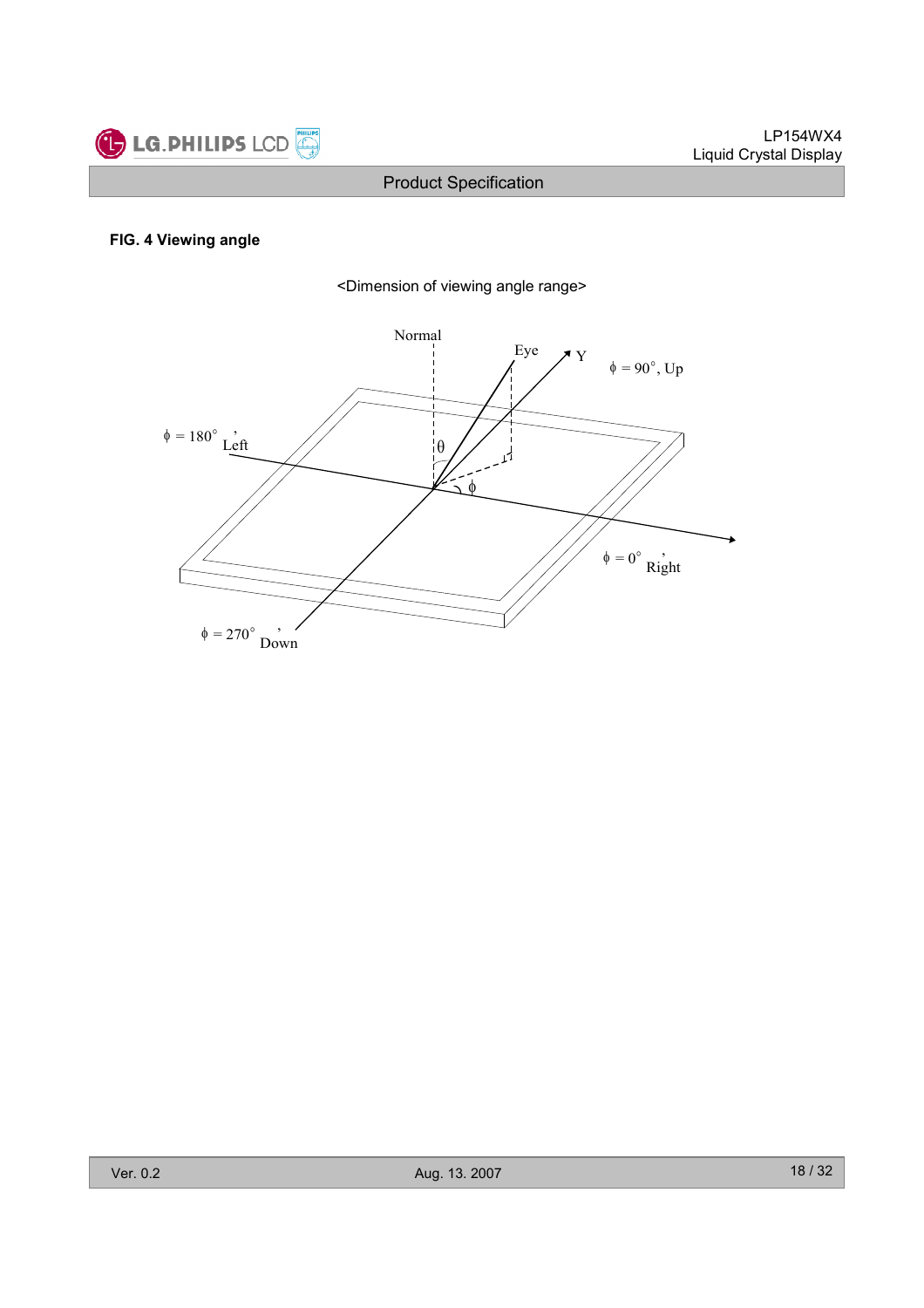**FIG. 4 Viewing angle**

<Dimension of viewing angle range>

Normal

Eye

Y

$\phi$ = 90°, Up

$\phi$ = 180°, Left

$\theta$

$\phi$

$\phi$ = 0°, Right

$\phi$ = 270°, Down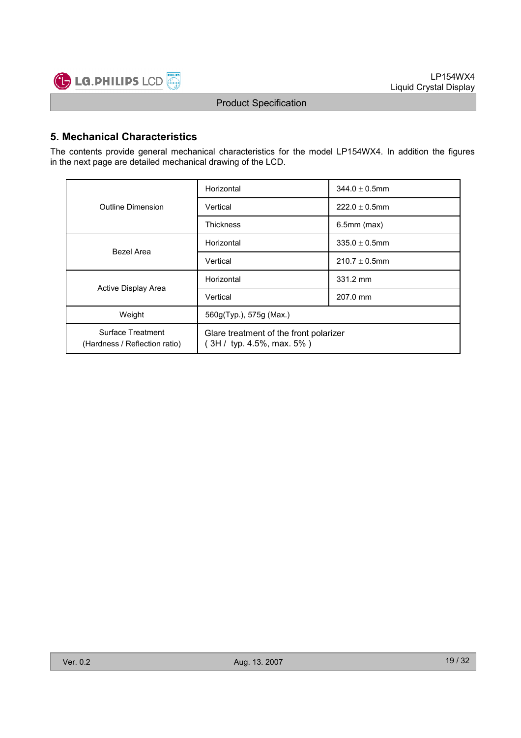## 5. Mechanical Characteristics

The contents provide general mechanical characteristics for the model LP154WX4. In addition the figures in the next page are detailed mechanical drawing of the LCD.

| | | |
|---|---|---|
| Outline Dimension | Horizontal | 344.0 ± 0.5mm |
| | Vertical | 222.0 ± 0.5mm |
| | Thickness | 6.5mm (max) |
| Bezel Area | Horizontal | 335.0 ± 0.5mm |
| | Vertical | 210.7 ± 0.5mm |
| Active Display Area | Horizontal | 331.2 mm |
| | Vertical | 207.0 mm |
| Weight | 560g(Typ.), 575g (Max.) | |
| Surface Treatment (Hardness / Reflection ratio) | Glare treatment of the front polarizer ( 3H / typ. 4.5%, max. 5% ) | |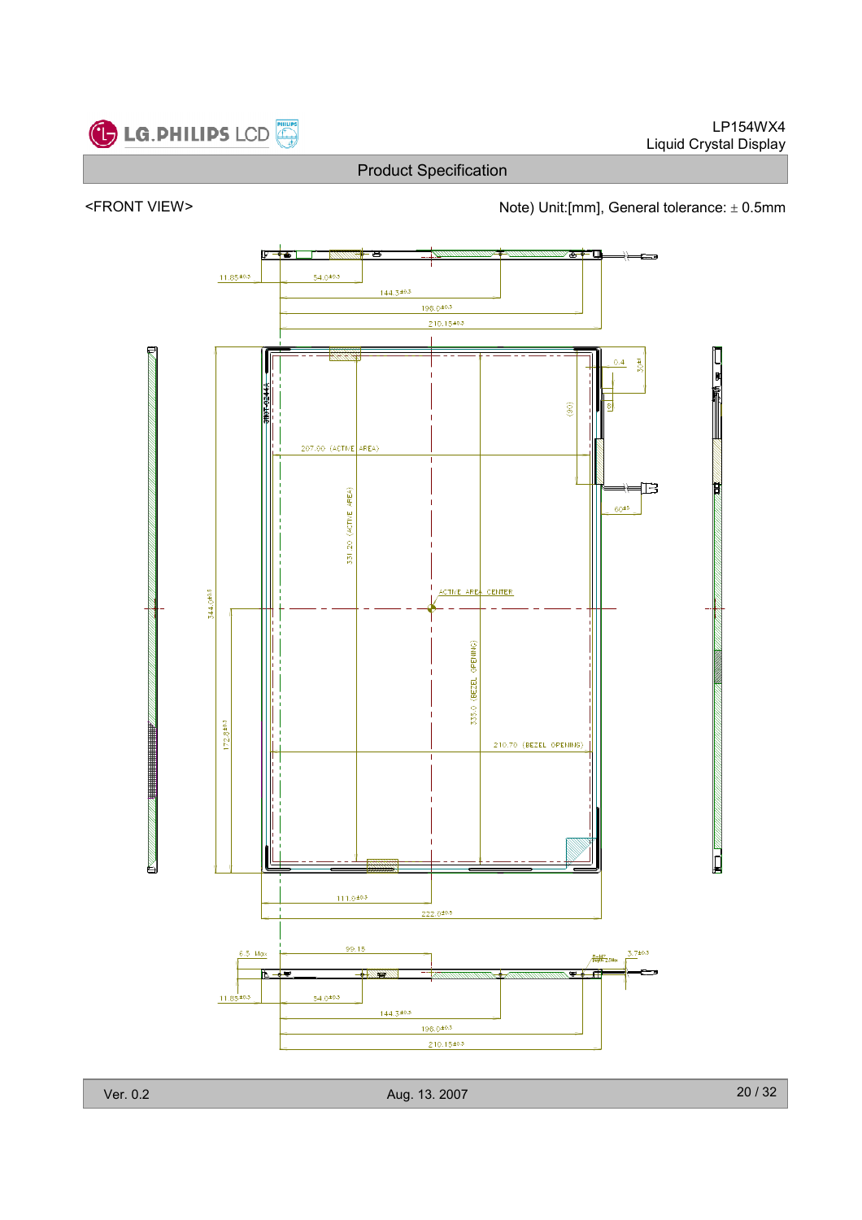## Product Specification

<FRONT VIEW>

Note) Unit:[mm], General tolerance: ± 0.5mm

11.85±0.3

54.0±0.3

144.3±0.3

198.0±0.3

210.15±0.3

0.4

3.0±1

(90)

207.00 (ACTIVE AREA)

331.20 (ACTIVE AREA)

60±5

ACTIVE AREA CENTER

344.0±0.5

172.8±0.3

335.0 (BEZEL OPENING)

210.70 (BEZEL OPENING)

111.0±0.3

222.0±0.5

6.5 Max

99.15

3.7±0.3

11.85±0.3

54.0±0.3

144.3±0.3

198.0±0.3

210.15±0.3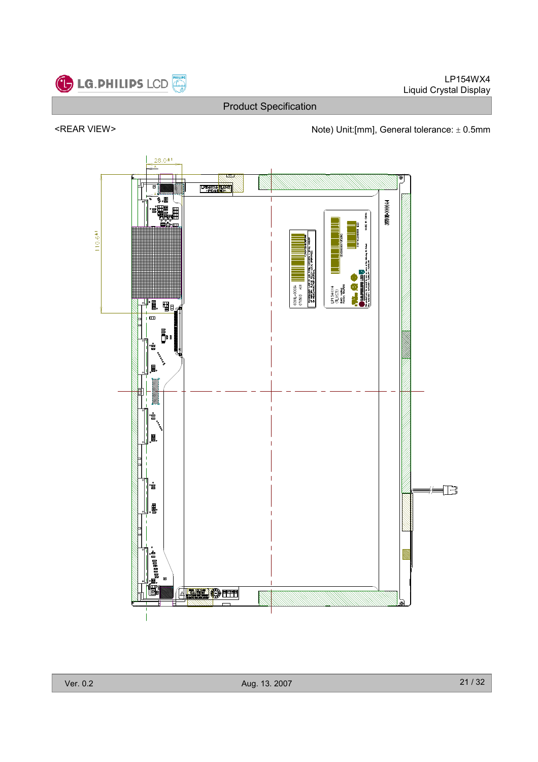<REAR VIEW>

Note) Unit:[mm], General tolerance: ± 0.5mm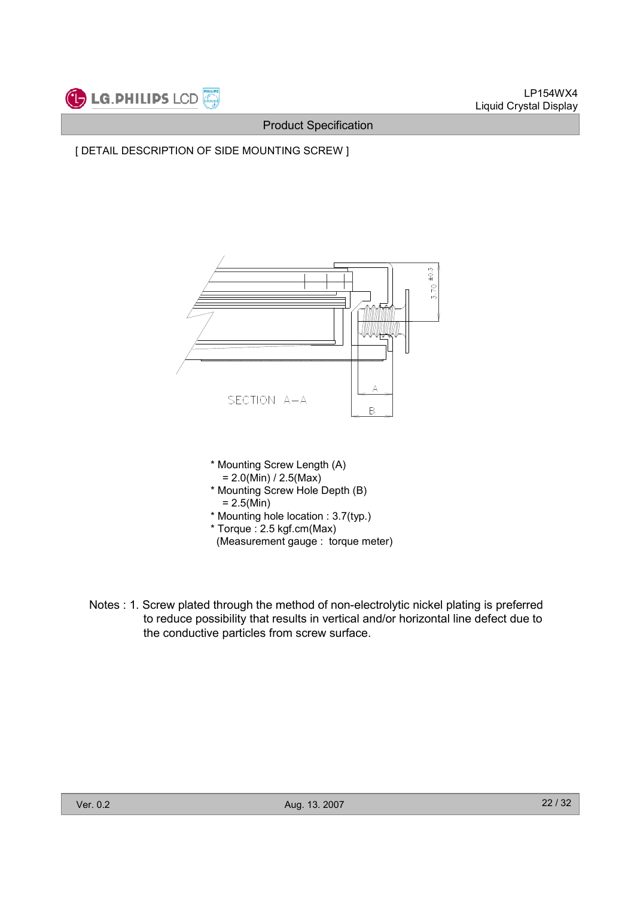[ DETAIL DESCRIPTION OF SIDE MOUNTING SCREW ]

SECTION A–A

* Mounting Screw Length (A)
  = 2.0(Min) / 2.5(Max)
* Mounting Screw Hole Depth (B)
  = 2.5(Min)
* Mounting hole location : 3.7(typ.)
* Torque : 2.5 kgf.cm(Max)
  (Measurement gauge : torque meter)

Notes : 1. Screw plated through the method of non-electrolytic nickel plating is preferred to reduce possibility that results in vertical and/or horizontal line defect due to the conductive particles from screw surface.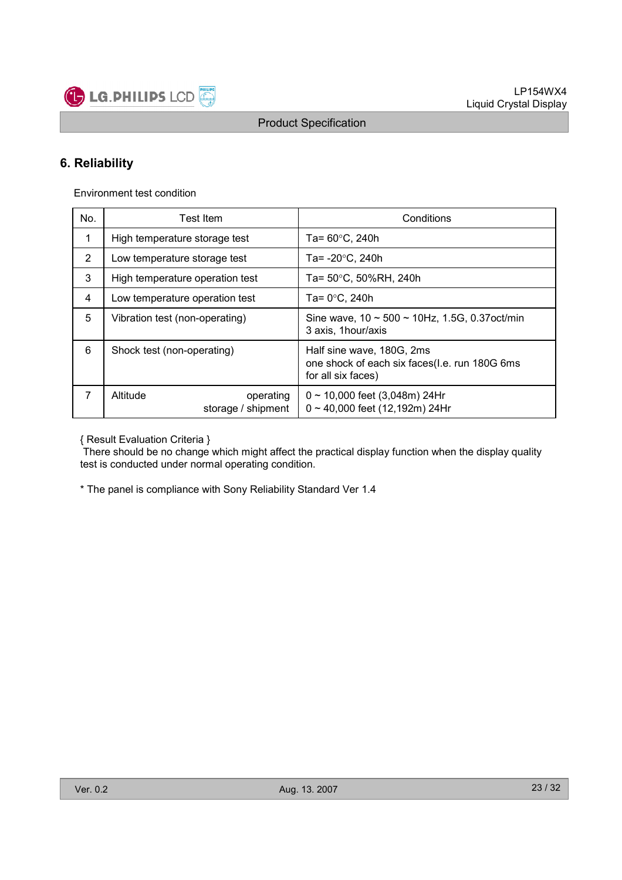## 6. Reliability

Environment test condition

| No. | Test Item | Conditions |
|---|---|---|
| 1 | High temperature storage test | Ta= 60°C, 240h |
| 2 | Low temperature storage test | Ta= -20°C, 240h |
| 3 | High temperature operation test | Ta= 50°C, 50%RH, 240h |
| 4 | Low temperature operation test | Ta= 0°C, 240h |
| 5 | Vibration test (non-operating) | Sine wave, 10 ~ 500 ~ 10Hz, 1.5G, 0.37oct/min<br>3 axis, 1hour/axis |
| 6 | Shock test (non-operating) | Half sine wave, 180G, 2ms<br>one shock of each six faces(I.e. run 180G 6ms for all six faces) |
| 7 | Altitude operating<br>storage / shipment | 0 ~ 10,000 feet (3,048m) 24Hr<br>0 ~ 40,000 feet (12,192m) 24Hr |

{ Result Evaluation Criteria }
There should be no change which might affect the practical display function when the display quality test is conducted under normal operating condition.

* The panel is compliance with Sony Reliability Standard Ver 1.4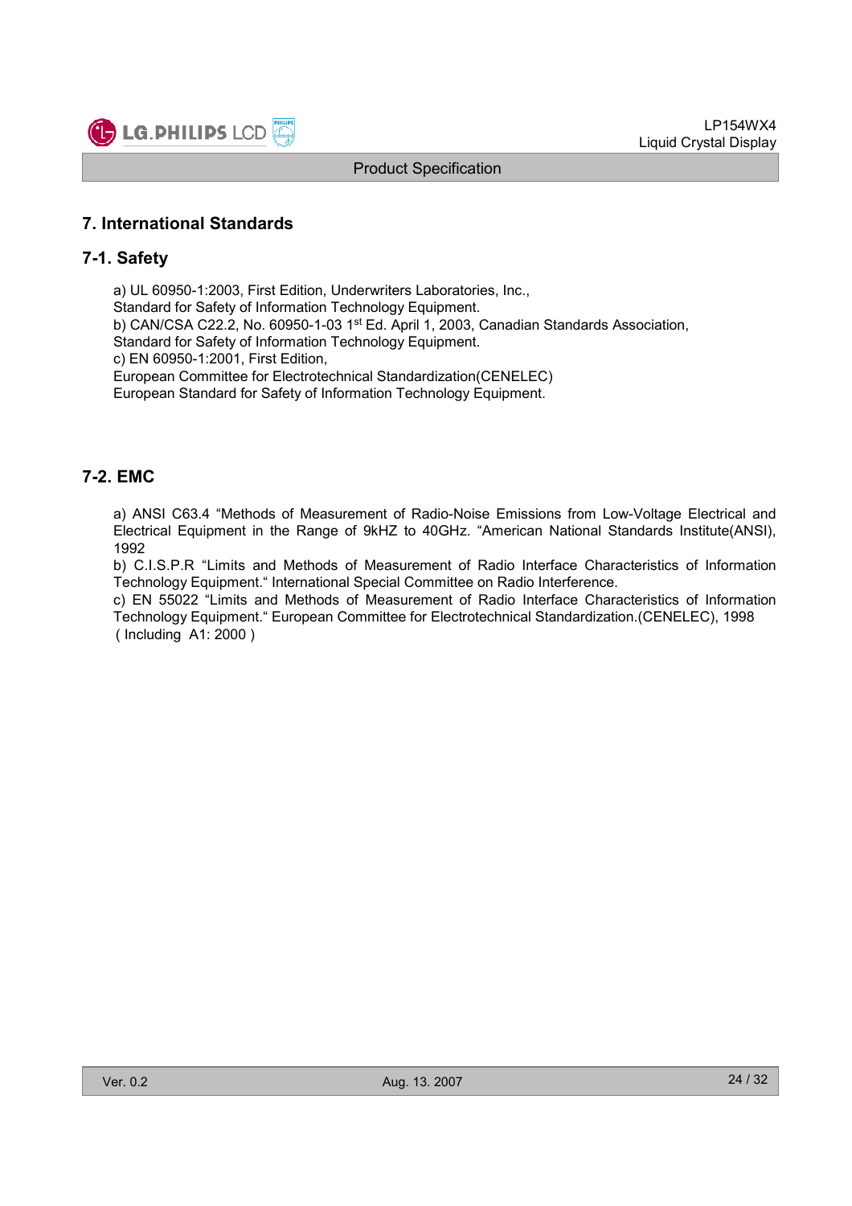## 7. International Standards

### 7-1. Safety

a) UL 60950-1:2003, First Edition, Underwriters Laboratories, Inc.,
Standard for Safety of Information Technology Equipment.
b) CAN/CSA C22.2, No. 60950-1-03 1st Ed. April 1, 2003, Canadian Standards Association,
Standard for Safety of Information Technology Equipment.
c) EN 60950-1:2001, First Edition,
European Committee for Electrotechnical Standardization(CENELEC)
European Standard for Safety of Information Technology Equipment.

### 7-2. EMC

a) ANSI C63.4 "Methods of Measurement of Radio-Noise Emissions from Low-Voltage Electrical and Electrical Equipment in the Range of 9kHZ to 40GHz. "American National Standards Institute(ANSI), 1992
b) C.I.S.P.R "Limits and Methods of Measurement of Radio Interface Characteristics of Information Technology Equipment." International Special Committee on Radio Interference.
c) EN 55022 "Limits and Methods of Measurement of Radio Interface Characteristics of Information Technology Equipment." European Committee for Electrotechnical Standardization.(CENELEC), 1998 ( Including A1: 2000 )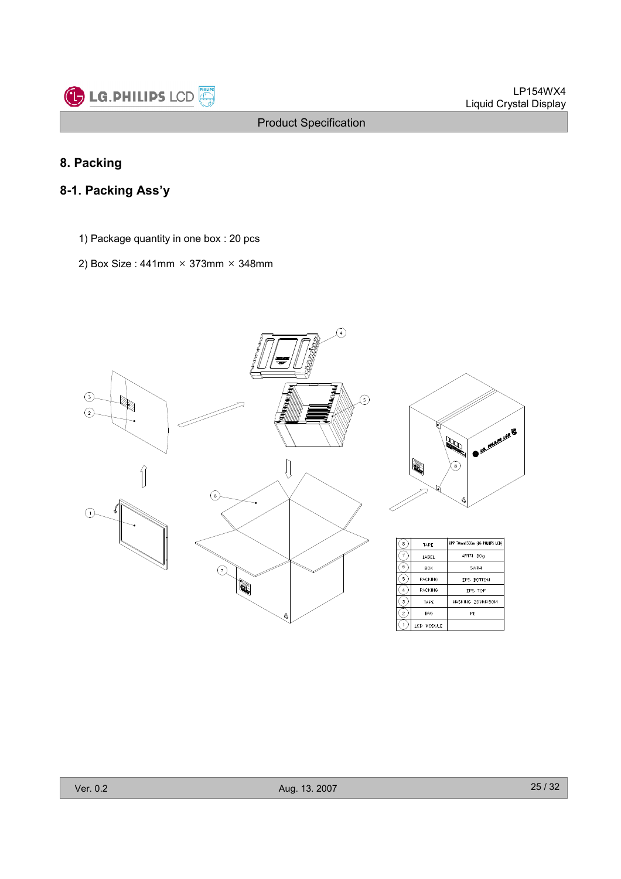## 8. Packing

### 8-1. Packing Ass'y

1) Package quantity in one box : 20 pcs

2) Box Size : 441mm × 373mm × 348mm

| No. | Item | Specification |
|---|---|---|
| 8 | TAPE | OPP 70mm×300m (LG PHILIPS LCD) |
| 7 | LABEL | ART PI 80g |
| 6 | BOX | SWR4 |
| 5 | PACKING | EPS BOTTOM |
| 4 | PACKING | EPS TOP |
| 3 | TAPE | MASKING 20MMX50M |
| 2 | BAG | PE |
| 1 | LCD MODULE | |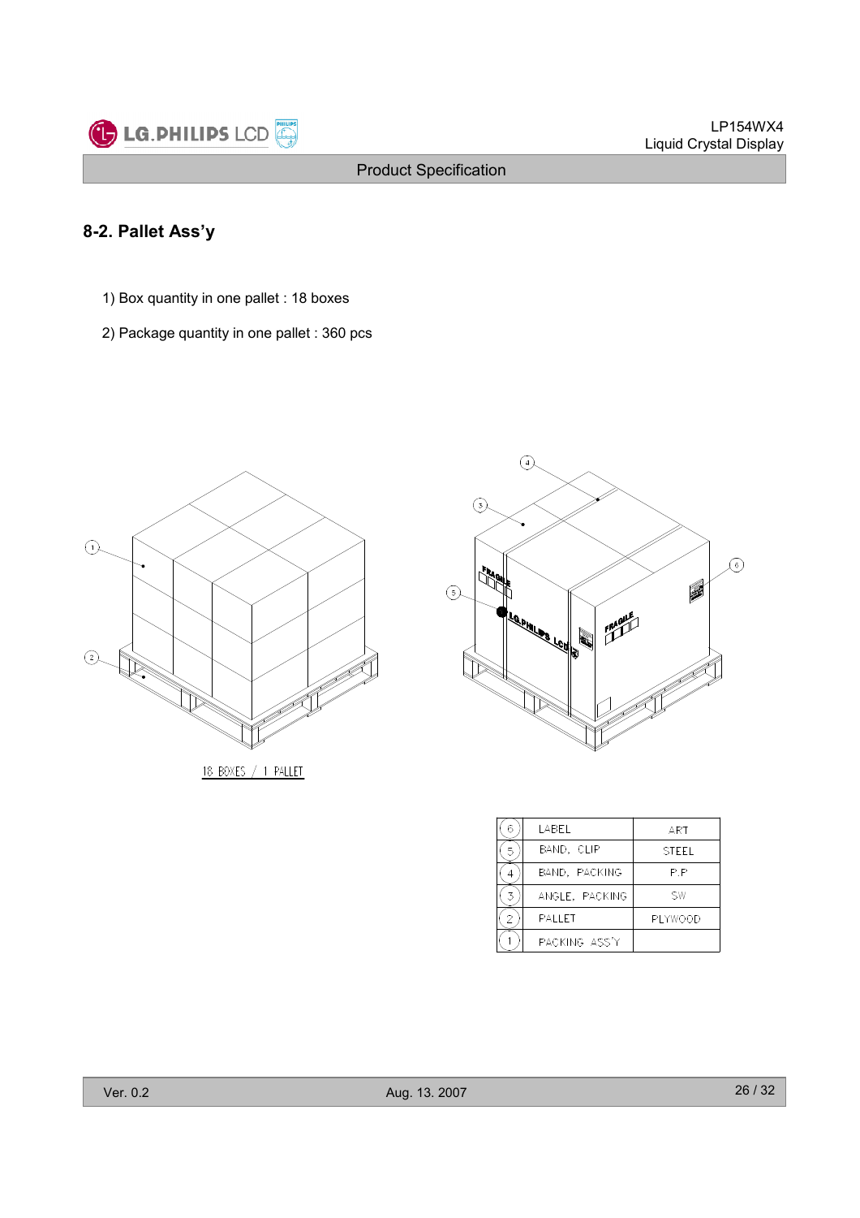## 8-2. Pallet Ass'y

1) Box quantity in one pallet : 18 boxes

2) Package quantity in one pallet : 360 pcs

18 BOXES / 1 PALLET

| No. | Part | Material |
|---|---|---|
| 6 | LABEL | ART |
| 5 | BAND, CLIP | STEEL |
| 4 | BAND, PACKING | P.P |
| 3 | ANGLE, PACKING | SW |
| 2 | PALLET | PLYWOOD |
| 1 | PACKING ASS'Y | |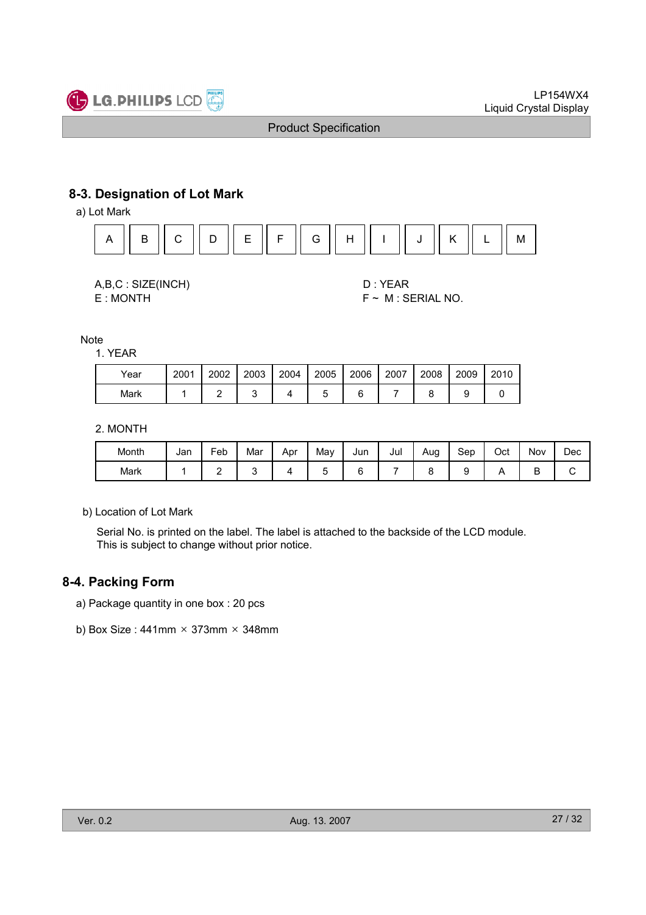## 8-3. Designation of Lot Mark

a) Lot Mark

| A | B | C | D | E | F | G | H | I | J | K | L | M |
|---|---|---|---|---|---|---|---|---|---|---|---|---|

A,B,C : SIZE(INCH)
E : MONTH

D : YEAR
F ~ M : SERIAL NO.

Note

1. YEAR

| Year | 2001 | 2002 | 2003 | 2004 | 2005 | 2006 | 2007 | 2008 | 2009 | 2010 |
|---|---|---|---|---|---|---|---|---|---|---|
| Mark | 1 | 2 | 3 | 4 | 5 | 6 | 7 | 8 | 9 | 0 |

2. MONTH

| Month | Jan | Feb | Mar | Apr | May | Jun | Jul | Aug | Sep | Oct | Nov | Dec |
|---|---|---|---|---|---|---|---|---|---|---|---|---|
| Mark | 1 | 2 | 3 | 4 | 5 | 6 | 7 | 8 | 9 | A | B | C |

b) Location of Lot Mark

Serial No. is printed on the label. The label is attached to the backside of the LCD module.
This is subject to change without prior notice.

## 8-4. Packing Form

a) Package quantity in one box : 20 pcs

b) Box Size : 441mm × 373mm × 348mm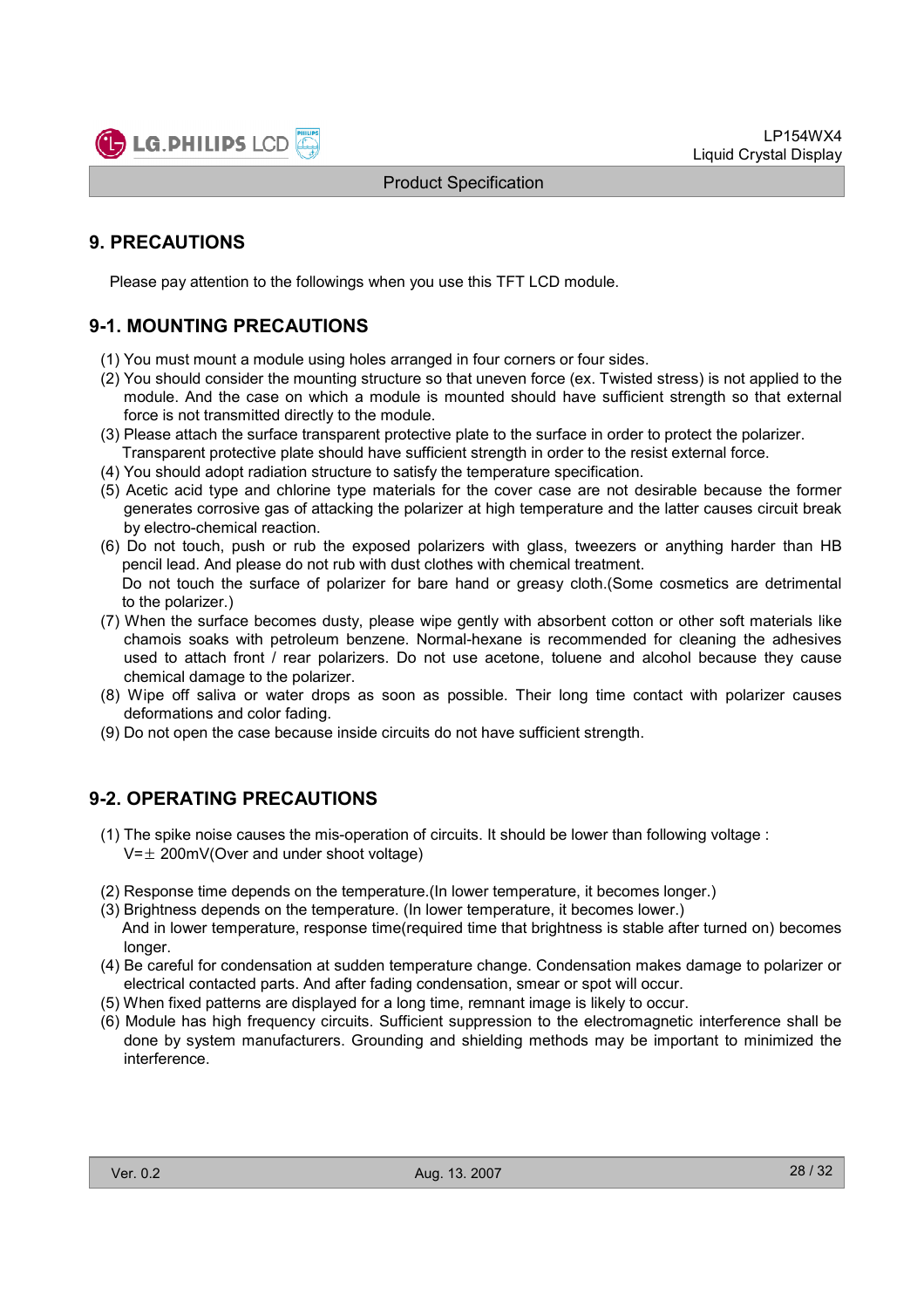# 9. PRECAUTIONS

Please pay attention to the followings when you use this TFT LCD module.

## 9-1. MOUNTING PRECAUTIONS

(1) You must mount a module using holes arranged in four corners or four sides.
(2) You should consider the mounting structure so that uneven force (ex. Twisted stress) is not applied to the module. And the case on which a module is mounted should have sufficient strength so that external force is not transmitted directly to the module.
(3) Please attach the surface transparent protective plate to the surface in order to protect the polarizer. Transparent protective plate should have sufficient strength in order to the resist external force.
(4) You should adopt radiation structure to satisfy the temperature specification.
(5) Acetic acid type and chlorine type materials for the cover case are not desirable because the former generates corrosive gas of attacking the polarizer at high temperature and the latter causes circuit break by electro-chemical reaction.
(6) Do not touch, push or rub the exposed polarizers with glass, tweezers or anything harder than HB pencil lead. And please do not rub with dust clothes with chemical treatment.
Do not touch the surface of polarizer for bare hand or greasy cloth.(Some cosmetics are detrimental to the polarizer.)
(7) When the surface becomes dusty, please wipe gently with absorbent cotton or other soft materials like chamois soaks with petroleum benzene. Normal-hexane is recommended for cleaning the adhesives used to attach front / rear polarizers. Do not use acetone, toluene and alcohol because they cause chemical damage to the polarizer.
(8) Wipe off saliva or water drops as soon as possible. Their long time contact with polarizer causes deformations and color fading.
(9) Do not open the case because inside circuits do not have sufficient strength.

## 9-2. OPERATING PRECAUTIONS

(1) The spike noise causes the mis-operation of circuits. It should be lower than following voltage :
V=± 200mV(Over and under shoot voltage)

(2) Response time depends on the temperature.(In lower temperature, it becomes longer.)
(3) Brightness depends on the temperature. (In lower temperature, it becomes lower.)
And in lower temperature, response time(required time that brightness is stable after turned on) becomes longer.
(4) Be careful for condensation at sudden temperature change. Condensation makes damage to polarizer or electrical contacted parts. And after fading condensation, smear or spot will occur.
(5) When fixed patterns are displayed for a long time, remnant image is likely to occur.
(6) Module has high frequency circuits. Sufficient suppression to the electromagnetic interference shall be done by system manufacturers. Grounding and shielding methods may be important to minimized the interference.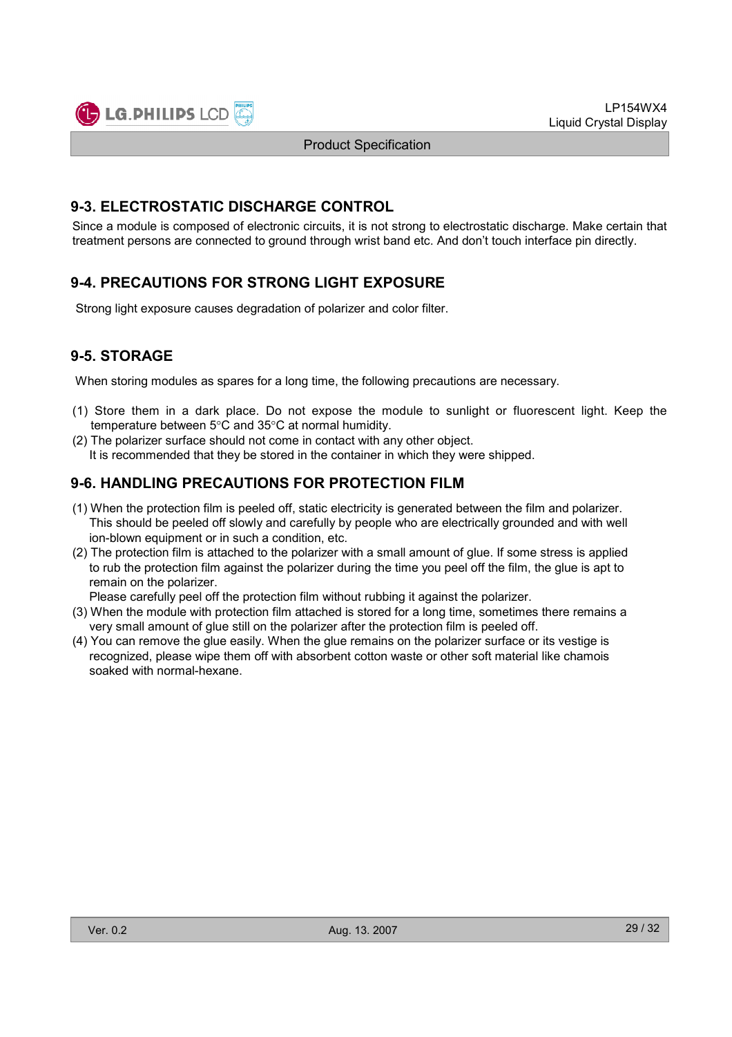## 9-3. ELECTROSTATIC DISCHARGE CONTROL

Since a module is composed of electronic circuits, it is not strong to electrostatic discharge. Make certain that treatment persons are connected to ground through wrist band etc. And don't touch interface pin directly.

## 9-4. PRECAUTIONS FOR STRONG LIGHT EXPOSURE

Strong light exposure causes degradation of polarizer and color filter.

## 9-5. STORAGE

When storing modules as spares for a long time, the following precautions are necessary.

(1) Store them in a dark place. Do not expose the module to sunlight or fluorescent light. Keep the temperature between 5°C and 35°C at normal humidity.

(2) The polarizer surface should not come in contact with any other object.
It is recommended that they be stored in the container in which they were shipped.

## 9-6. HANDLING PRECAUTIONS FOR PROTECTION FILM

(1) When the protection film is peeled off, static electricity is generated between the film and polarizer. This should be peeled off slowly and carefully by people who are electrically grounded and with well ion-blown equipment or in such a condition, etc.

(2) The protection film is attached to the polarizer with a small amount of glue. If some stress is applied to rub the protection film against the polarizer during the time you peel off the film, the glue is apt to remain on the polarizer.
Please carefully peel off the protection film without rubbing it against the polarizer.

(3) When the module with protection film attached is stored for a long time, sometimes there remains a very small amount of glue still on the polarizer after the protection film is peeled off.

(4) You can remove the glue easily. When the glue remains on the polarizer surface or its vestige is recognized, please wipe them off with absorbent cotton waste or other soft material like chamois soaked with normal-hexane.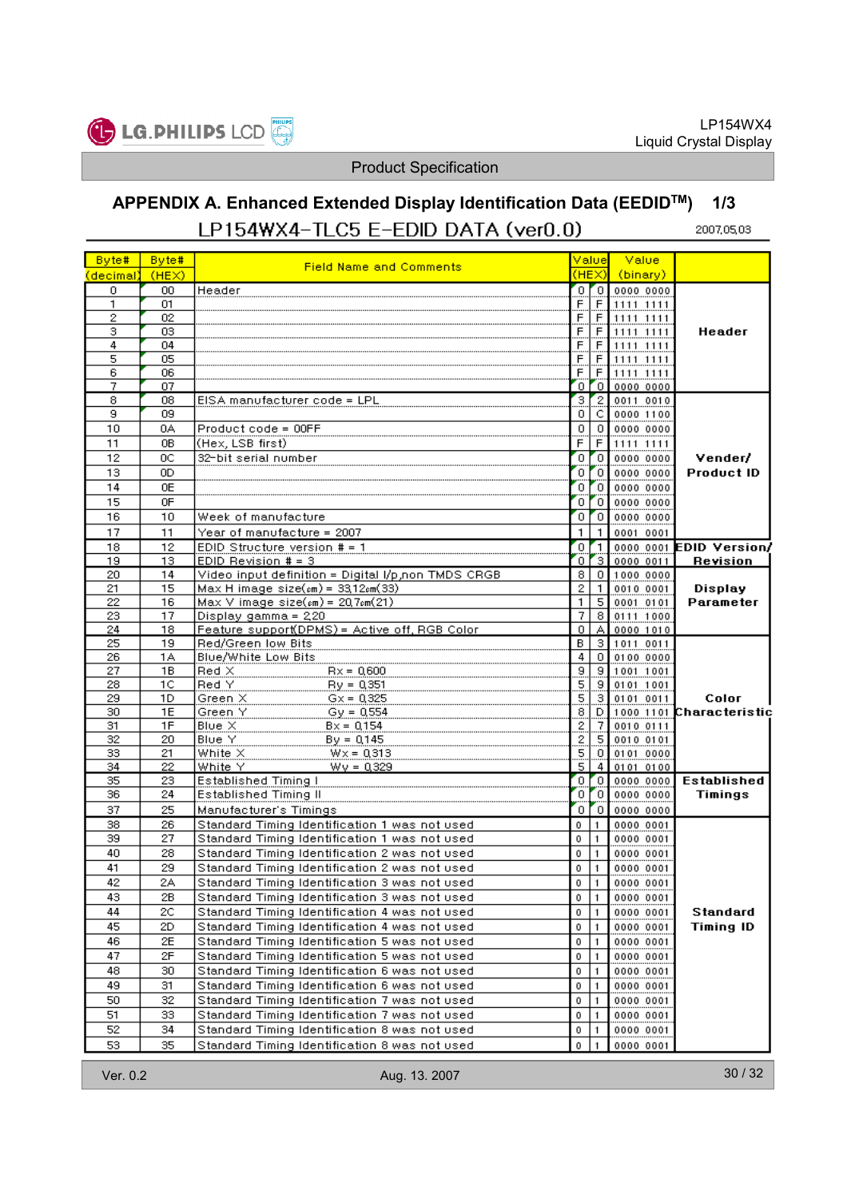## APPENDIX A. Enhanced Extended Display Identification Data (EEDID™) 1/3

### LP154WX4-TLC5 E-EDID DATA (ver0.0)

2007,05,03

| Byte# (decimal) | Byte# (HEX) | Field Name and Comments | Value (HEX) | | Value (binary) | |
|---|---|---|---|---|---|---|
| 0 | 00 | Header | 0 | 0 | 0000 0000 | Header |
| 1 | 01 | | F | F | 1111 1111 | |
| 2 | 02 | | F | F | 1111 1111 | |
| 3 | 03 | | F | F | 1111 1111 | |
| 4 | 04 | | F | F | 1111 1111 | |
| 5 | 05 | | F | F | 1111 1111 | |
| 6 | 06 | | F | F | 1111 1111 | |
| 7 | 07 | | 0 | 0 | 0000 0000 | |
| 8 | 08 | EISA manufacturer code = LPL | 3 | 2 | 0011 0010 | Vender/ Product ID |
| 9 | 09 | | 0 | C | 0000 1100 | |
| 10 | 0A | Product code = 00FF | 0 | 0 | 0000 0000 | |
| 11 | 0B | (Hex, LSB first) | F | F | 1111 1111 | |
| 12 | 0C | 32-bit serial number | 0 | 0 | 0000 0000 | |
| 13 | 0D | | 0 | 0 | 0000 0000 | |
| 14 | 0E | | 0 | 0 | 0000 0000 | |
| 15 | 0F | | 0 | 0 | 0000 0000 | |
| 16 | 10 | Week of manufacture | 0 | 0 | 0000 0000 | |
| 17 | 11 | Year of manufacture = 2007 | 1 | 1 | 0001 0001 | |
| 18 | 12 | EDID Structure version # = 1 | 0 | 1 | 0000 0001 | EDID Version/ Revision |
| 19 | 13 | EDID Revision # = 3 | 0 | 3 | 0000 0011 | |
| 20 | 14 | Video input definition = Digital I/p,non TMDS CRGB | 8 | 0 | 1000 0000 | Display Parameter |
| 21 | 15 | Max H image size(㎝) = 33.12㎝(33) | 2 | 1 | 0010 0001 | |
| 22 | 16 | Max V image size(㎝) = 20.7㎝(21) | 1 | 5 | 0001 0101 | |
| 23 | 17 | Display gamma = 2.20 | 7 | 8 | 0111 1000 | |
| 24 | 18 | Feature support(DPMS) = Active off, RGB Color | 0 | A | 0000 1010 | |
| 25 | 19 | Red/Green low Bits | B | 3 | 1011 0011 | Color Characteristic |
| 26 | 1A | Blue/White Low Bits | 4 | 0 | 0100 0000 | |
| 27 | 1B | Red X　　Rx = 0.600 | 9 | 9 | 1001 1001 | |
| 28 | 1C | Red Y　　Ry = 0.351 | 5 | 9 | 0101 1001 | |
| 29 | 1D | Green X　　Gx = 0.325 | 5 | 3 | 0101 0011 | |
| 30 | 1E | Green Y　　Gy = 0.554 | 8 | D | 1000 1101 | |
| 31 | 1F | Blue X　　Bx = 0.154 | 2 | 7 | 0010 0111 | |
| 32 | 20 | Blue Y　　By = 0.145 | 2 | 5 | 0010 0101 | |
| 33 | 21 | White X　　Wx = 0.313 | 5 | 0 | 0101 0000 | |
| 34 | 22 | White Y　　Wy = 0.329 | 5 | 4 | 0101 0100 | |
| 35 | 23 | Established Timing I | 0 | 0 | 0000 0000 | Established Timings |
| 36 | 24 | Established Timing II | 0 | 0 | 0000 0000 | |
| 37 | 25 | Manufacturer's Timings | 0 | 0 | 0000 0000 | |
| 38 | 26 | Standard Timing Identification 1 was not used | 0 | 1 | 0000 0001 | Standard Timing ID |
| 39 | 27 | Standard Timing Identification 1 was not used | 0 | 1 | 0000 0001 | |
| 40 | 28 | Standard Timing Identification 2 was not used | 0 | 1 | 0000 0001 | |
| 41 | 29 | Standard Timing Identification 2 was not used | 0 | 1 | 0000 0001 | |
| 42 | 2A | Standard Timing Identification 3 was not used | 0 | 1 | 0000 0001 | |
| 43 | 2B | Standard Timing Identification 3 was not used | 0 | 1 | 0000 0001 | |
| 44 | 2C | Standard Timing Identification 4 was not used | 0 | 1 | 0000 0001 | |
| 45 | 2D | Standard Timing Identification 4 was not used | 0 | 1 | 0000 0001 | |
| 46 | 2E | Standard Timing Identification 5 was not used | 0 | 1 | 0000 0001 | |
| 47 | 2F | Standard Timing Identification 5 was not used | 0 | 1 | 0000 0001 | |
| 48 | 30 | Standard Timing Identification 6 was not used | 0 | 1 | 0000 0001 | |
| 49 | 31 | Standard Timing Identification 6 was not used | 0 | 1 | 0000 0001 | |
| 50 | 32 | Standard Timing Identification 7 was not used | 0 | 1 | 0000 0001 | |
| 51 | 33 | Standard Timing Identification 7 was not used | 0 | 1 | 0000 0001 | |
| 52 | 34 | Standard Timing Identification 8 was not used | 0 | 1 | 0000 0001 | |
| 53 | 35 | Standard Timing Identification 8 was not used | 0 | 1 | 0000 0001 | |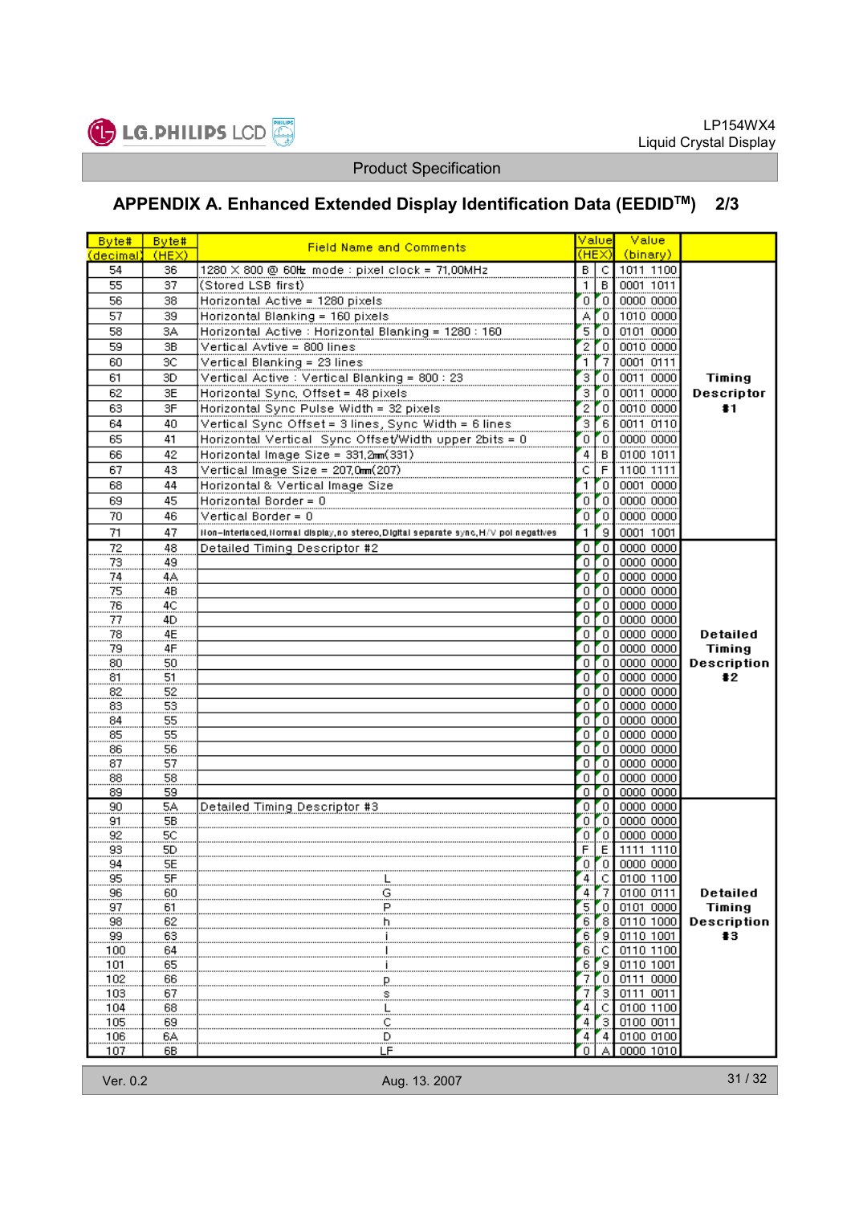## APPENDIX A. Enhanced Extended Display Identification Data (EEDID™)  2/3

| Byte# (decimal) | Byte# (HEX) | Field Name and Comments | Value (HEX) | | Value (binary) | |
|---|---|---|---|---|---|---|
| 54 | 36 | 1280 X 800 @ 60Hz mode : pixel clock = 71.00MHz | B | C | 1011 1100 | Timing Descriptor #1 |
| 55 | 37 | (Stored LSB first) | 1 | B | 0001 1011 | |
| 56 | 38 | Horizontal Active = 1280 pixels | 0 | 0 | 0000 0000 | |
| 57 | 39 | Horizontal Blanking = 160 pixels | A | 0 | 1010 0000 | |
| 58 | 3A | Horizontal Active : Horizontal Blanking = 1280 : 160 | 5 | 0 | 0101 0000 | |
| 59 | 3B | Vertical Avtive = 800 lines | 2 | 0 | 0010 0000 | |
| 60 | 3C | Vertical Blanking = 23 lines | 1 | 7 | 0001 0111 | |
| 61 | 3D | Vertical Active : Vertical Blanking = 800 : 23 | 3 | 0 | 0011 0000 | |
| 62 | 3E | Horizontal Sync. Offset = 48 pixels | 3 | 0 | 0011 0000 | |
| 63 | 3F | Horizontal Sync Pulse Width = 32 pixels | 2 | 0 | 0010 0000 | |
| 64 | 40 | Vertical Sync Offset = 3 lines, Sync Width = 6 lines | 3 | 6 | 0011 0110 | |
| 65 | 41 | Horizontal Vertical Sync Offset/Width upper 2bits = 0 | 0 | 0 | 0000 0000 | |
| 66 | 42 | Horizontal Image Size = 331.2mm(331) | 4 | B | 0100 1011 | |
| 67 | 43 | Vertical Image Size = 207.0mm(207) | C | F | 1100 1111 | |
| 68 | 44 | Horizontal & Vertical Image Size | 1 | 0 | 0001 0000 | |
| 69 | 45 | Horizontal Border = 0 | 0 | 0 | 0000 0000 | |
| 70 | 46 | Vertical Border = 0 | 0 | 0 | 0000 0000 | |
| 71 | 47 | Non-interlaced,Normal display,no stereo,Digital separate sync,H/V pol negatives | 1 | 9 | 0001 1001 | |
| 72 | 48 | Detailed Timing Descriptor #2 | 0 | 0 | 0000 0000 | Detailed Timing Description #2 |
| 73 | 49 | | 0 | 0 | 0000 0000 | |
| 74 | 4A | | 0 | 0 | 0000 0000 | |
| 75 | 4B | | 0 | 0 | 0000 0000 | |
| 76 | 4C | | 0 | 0 | 0000 0000 | |
| 77 | 4D | | 0 | 0 | 0000 0000 | |
| 78 | 4E | | 0 | 0 | 0000 0000 | |
| 79 | 4F | | 0 | 0 | 0000 0000 | |
| 80 | 50 | | 0 | 0 | 0000 0000 | |
| 81 | 51 | | 0 | 0 | 0000 0000 | |
| 82 | 52 | | 0 | 0 | 0000 0000 | |
| 83 | 53 | | 0 | 0 | 0000 0000 | |
| 84 | 55 | | 0 | 0 | 0000 0000 | |
| 85 | 55 | | 0 | 0 | 0000 0000 | |
| 86 | 56 | | 0 | 0 | 0000 0000 | |
| 87 | 57 | | 0 | 0 | 0000 0000 | |
| 88 | 58 | | 0 | 0 | 0000 0000 | |
| 89 | 59 | | 0 | 0 | 0000 0000 | |
| 90 | 5A | Detailed Timing Descriptor #3 | 0 | 0 | 0000 0000 | Detailed Timing Description #3 |
| 91 | 5B | | 0 | 0 | 0000 0000 | |
| 92 | 5C | | 0 | 0 | 0000 0000 | |
| 93 | 5D | | F | E | 1111 1110 | |
| 94 | 5E | | 0 | 0 | 0000 0000 | |
| 95 | 5F | L | 4 | C | 0100 1100 | |
| 96 | 60 | G | 4 | 7 | 0100 0111 | |
| 97 | 61 | P | 5 | 0 | 0101 0000 | |
| 98 | 62 | h | 6 | 8 | 0110 1000 | |
| 99 | 63 | i | 6 | 9 | 0110 1001 | |
| 100 | 64 | l | 6 | C | 0110 1100 | |
| 101 | 65 | i | 6 | 9 | 0110 1001 | |
| 102 | 66 | p | 7 | 0 | 0111 0000 | |
| 103 | 67 | s | 7 | 3 | 0111 0011 | |
| 104 | 68 | L | 4 | C | 0100 1100 | |
| 105 | 69 | C | 4 | 3 | 0100 0011 | |
| 106 | 6A | D | 4 | 4 | 0100 0100 | |
| 107 | 6B | LF | 0 | A | 0000 1010 | |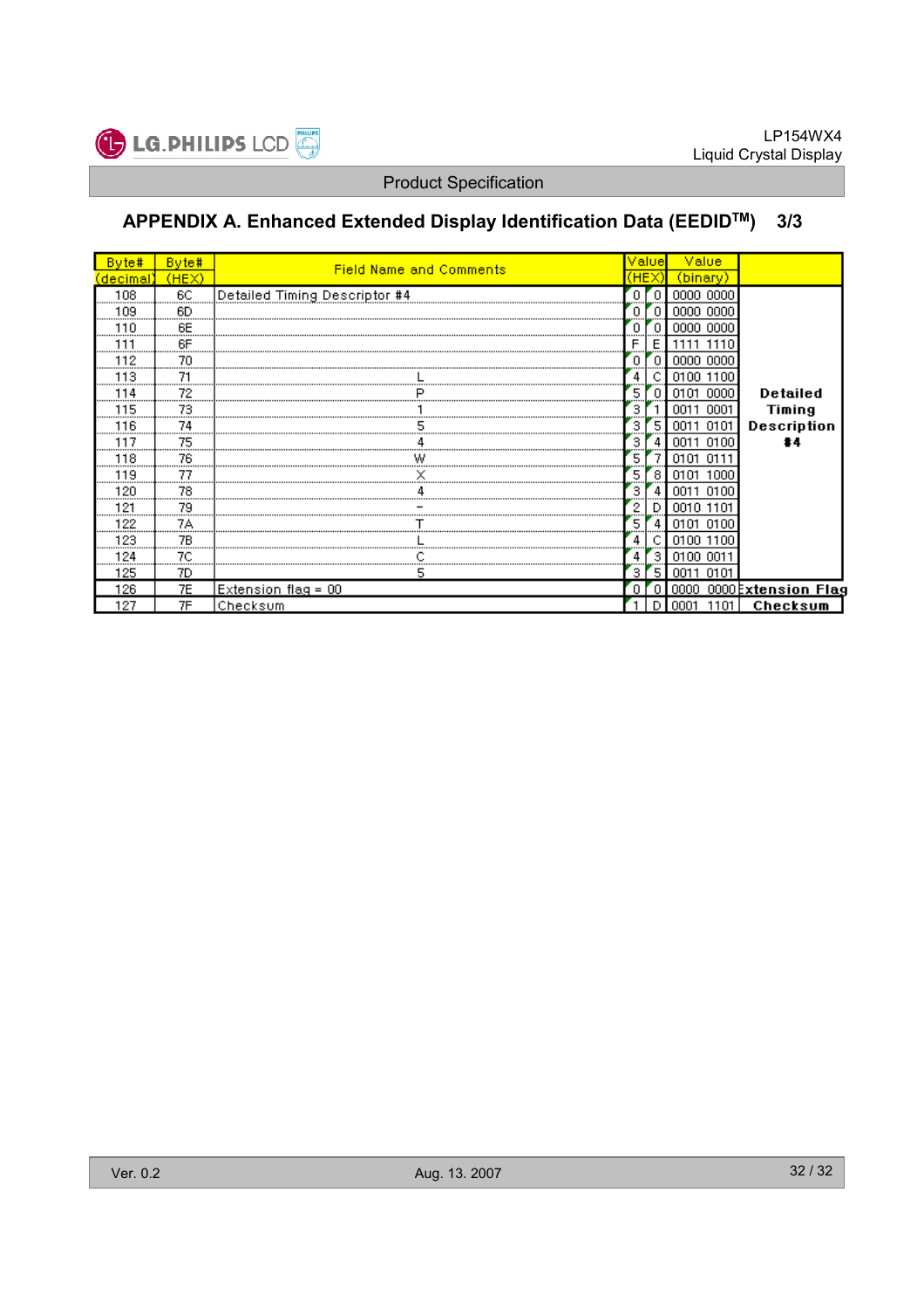## APPENDIX A. Enhanced Extended Display Identification Data (EEDID$^{TM}$) 3/3

| Byte# (decimal) | Byte# (HEX) | Field Name and Comments | Value (HEX) | | Value (binary) | |
|---|---|---|---|---|---|---|
| 108 | 6C | Detailed Timing Descriptor #4 | 0 | 0 | 0000 0000 | Detailed Timing Description #4 |
| 109 | 6D | | 0 | 0 | 0000 0000 | |
| 110 | 6E | | 0 | 0 | 0000 0000 | |
| 111 | 6F | | F | E | 1111 1110 | |
| 112 | 70 | | 0 | 0 | 0000 0000 | |
| 113 | 71 | L | 4 | C | 0100 1100 | |
| 114 | 72 | P | 5 | 0 | 0101 0000 | |
| 115 | 73 | 1 | 3 | 1 | 0011 0001 | |
| 116 | 74 | 5 | 3 | 5 | 0011 0101 | |
| 117 | 75 | 4 | 3 | 4 | 0011 0100 | |
| 118 | 76 | W | 5 | 7 | 0101 0111 | |
| 119 | 77 | X | 5 | 8 | 0101 1000 | |
| 120 | 78 | 4 | 3 | 4 | 0011 0100 | |
| 121 | 79 | - | 2 | D | 0010 1101 | |
| 122 | 7A | T | 5 | 4 | 0101 0100 | |
| 123 | 7B | L | 4 | C | 0100 1100 | |
| 124 | 7C | C | 4 | 3 | 0100 0011 | |
| 125 | 7D | 5 | 3 | 5 | 0011 0101 | |
| 126 | 7E | Extension flag = 00 | 0 | 0 | 0000 0000 | Extension Flag |
| 127 | 7F | Checksum | 1 | D | 0001 1101 | Checksum |